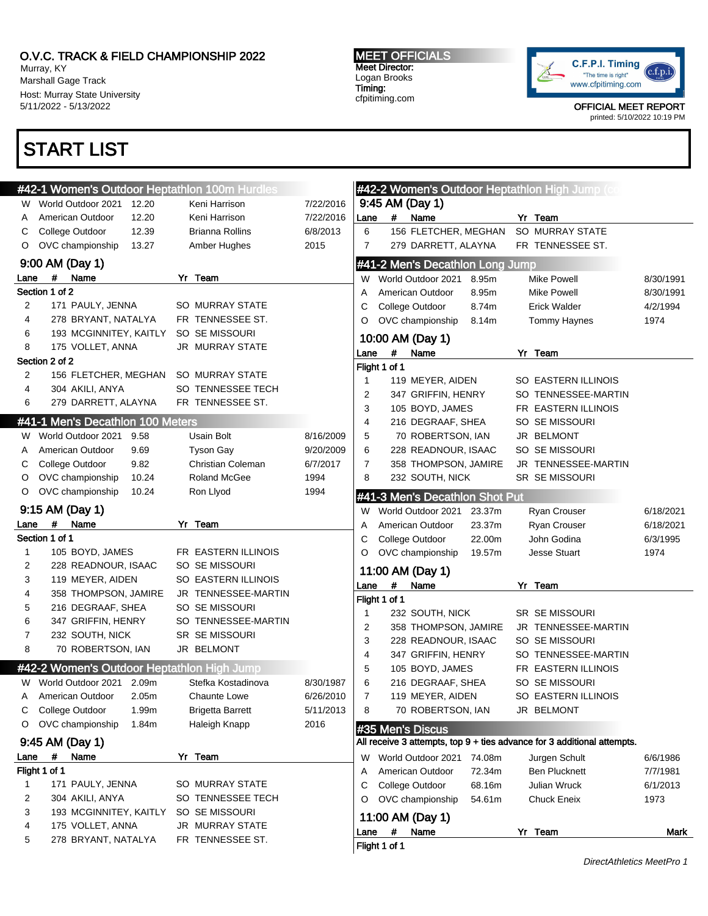O.V.C. TRACK & FIELD CHAMPIONSHIP 2022
Murray, KY
Marshall Gage Track
Host: Murray State University
5/11/2022 - 5/13/2022

**MEET OFFICIALS**
Meet Director:
Logan Brooks
Timing:
cfpitiming.com

C.F.P.I. Timing
"The time is right"
www.cfpitiming.com

OFFICIAL MEET REPORT
printed: 5/10/2022 10:19 PM

# START LIST

## #42-1 Women's Outdoor Heptathlon 100m Hurdles

| | Record | Mark | Name | Date |
|---|---|---|---|---|
| W | World Outdoor 2021 | 12.20 | Keni Harrison | 7/22/2016 |
| A | American Outdoor | 12.20 | Keni Harrison | 7/22/2016 |
| C | College Outdoor | 12.39 | Brianna Rollins | 6/8/2013 |
| O | OVC championship | 13.27 | Amber Hughes | 2015 |

### 9:00 AM (Day 1)

| Lane | # | Name | Yr | Team |
|---|---|---|---|---|
| Section 1 of 2 | | | | |
| 2 | 171 | PAULY, JENNA | SO | MURRAY STATE |
| 4 | 278 | BRYANT, NATALYA | FR | TENNESSEE ST. |
| 6 | 193 | MCGINNITEY, KAITLY | SO | SE MISSOURI |
| 8 | 175 | VOLLET, ANNA | JR | MURRAY STATE |
| Section 2 of 2 | | | | |
| 2 | 156 | FLETCHER, MEGHAN | SO | MURRAY STATE |
| 4 | 304 | AKILI, ANYA | SO | TENNESSEE TECH |
| 6 | 279 | DARRETT, ALAYNA | FR | TENNESSEE ST. |

## #41-1 Men's Decathlon 100 Meters

| | Record | Mark | Name | Date |
|---|---|---|---|---|
| W | World Outdoor 2021 | 9.58 | Usain Bolt | 8/16/2009 |
| A | American Outdoor | 9.69 | Tyson Gay | 9/20/2009 |
| C | College Outdoor | 9.82 | Christian Coleman | 6/7/2017 |
| O | OVC championship | 10.24 | Roland McGee | 1994 |
| O | OVC championship | 10.24 | Ron Llyod | 1994 |

### 9:15 AM (Day 1)

| Lane | # | Name | Yr | Team |
|---|---|---|---|---|
| Section 1 of 1 | | | | |
| 1 | 105 | BOYD, JAMES | FR | EASTERN ILLINOIS |
| 2 | 228 | READNOUR, ISAAC | SO | SE MISSOURI |
| 3 | 119 | MEYER, AIDEN | SO | EASTERN ILLINOIS |
| 4 | 358 | THOMPSON, JAMIRE | JR | TENNESSEE-MARTIN |
| 5 | 216 | DEGRAAF, SHEA | SO | SE MISSOURI |
| 6 | 347 | GRIFFIN, HENRY | SO | TENNESSEE-MARTIN |
| 7 | 232 | SOUTH, NICK | SR | SE MISSOURI |
| 8 | 70 | ROBERTSON, IAN | JR | BELMONT |

## #42-2 Women's Outdoor Heptathlon High Jump

| | Record | Mark | Name | Date |
|---|---|---|---|---|
| W | World Outdoor 2021 | 2.09m | Stefka Kostadinova | 8/30/1987 |
| A | American Outdoor | 2.05m | Chaunte Lowe | 6/26/2010 |
| C | College Outdoor | 1.99m | Brigetta Barrett | 5/11/2013 |
| O | OVC championship | 1.84m | Haleigh Knapp | 2016 |

### 9:45 AM (Day 1)

| Lane | # | Name | Yr | Team |
|---|---|---|---|---|
| Flight 1 of 1 | | | | |
| 1 | 171 | PAULY, JENNA | SO | MURRAY STATE |
| 2 | 304 | AKILI, ANYA | SO | TENNESSEE TECH |
| 3 | 193 | MCGINNITEY, KAITLY | SO | SE MISSOURI |
| 4 | 175 | VOLLET, ANNA | JR | MURRAY STATE |
| 5 | 278 | BRYANT, NATALYA | FR | TENNESSEE ST. |
| 6 | 156 | FLETCHER, MEGHAN | SO | MURRAY STATE |
| 7 | 279 | DARRETT, ALAYNA | FR | TENNESSEE ST. |

## #41-2 Men's Decathlon Long Jump

| | Record | Mark | Name | Date |
|---|---|---|---|---|
| W | World Outdoor 2021 | 8.95m | Mike Powell | 8/30/1991 |
| A | American Outdoor | 8.95m | Mike Powell | 8/30/1991 |
| C | College Outdoor | 8.74m | Erick Walder | 4/2/1994 |
| O | OVC championship | 8.14m | Tommy Haynes | 1974 |

### 10:00 AM (Day 1)

| Lane | # | Name | Yr | Team |
|---|---|---|---|---|
| Flight 1 of 1 | | | | |
| 1 | 119 | MEYER, AIDEN | SO | EASTERN ILLINOIS |
| 2 | 347 | GRIFFIN, HENRY | SO | TENNESSEE-MARTIN |
| 3 | 105 | BOYD, JAMES | FR | EASTERN ILLINOIS |
| 4 | 216 | DEGRAAF, SHEA | SO | SE MISSOURI |
| 5 | 70 | ROBERTSON, IAN | JR | BELMONT |
| 6 | 228 | READNOUR, ISAAC | SO | SE MISSOURI |
| 7 | 358 | THOMPSON, JAMIRE | JR | TENNESSEE-MARTIN |
| 8 | 232 | SOUTH, NICK | SR | SE MISSOURI |

## #41-3 Men's Decathlon Shot Put

| | Record | Mark | Name | Date |
|---|---|---|---|---|
| W | World Outdoor 2021 | 23.37m | Ryan Crouser | 6/18/2021 |
| A | American Outdoor | 23.37m | Ryan Crouser | 6/18/2021 |
| C | College Outdoor | 22.00m | John Godina | 6/3/1995 |
| O | OVC championship | 19.57m | Jesse Stuart | 1974 |

### 11:00 AM (Day 1)

| Lane | # | Name | Yr | Team |
|---|---|---|---|---|
| Flight 1 of 1 | | | | |
| 1 | 232 | SOUTH, NICK | SR | SE MISSOURI |
| 2 | 358 | THOMPSON, JAMIRE | JR | TENNESSEE-MARTIN |
| 3 | 228 | READNOUR, ISAAC | SO | SE MISSOURI |
| 4 | 347 | GRIFFIN, HENRY | SO | TENNESSEE-MARTIN |
| 5 | 105 | BOYD, JAMES | FR | EASTERN ILLINOIS |
| 6 | 216 | DEGRAAF, SHEA | SO | SE MISSOURI |
| 7 | 119 | MEYER, AIDEN | SO | EASTERN ILLINOIS |
| 8 | 70 | ROBERTSON, IAN | JR | BELMONT |

## #35 Men's Discus

All receive 3 attempts, top 9 + ties advance for 3 additional attempts.

| | Record | Mark | Name | Date |
|---|---|---|---|---|
| W | World Outdoor 2021 | 74.08m | Jurgen Schult | 6/6/1986 |
| A | American Outdoor | 72.34m | Ben Plucknett | 7/7/1981 |
| C | College Outdoor | 68.16m | Julian Wruck | 6/1/2013 |
| O | OVC championship | 54.61m | Chuck Eneix | 1973 |

### 11:00 AM (Day 1)

| Lane | # | Name | Yr | Team | Mark |
|---|---|---|---|---|---|
| Flight 1 of 1 | | | | | |

DirectAthletics MeetPro 1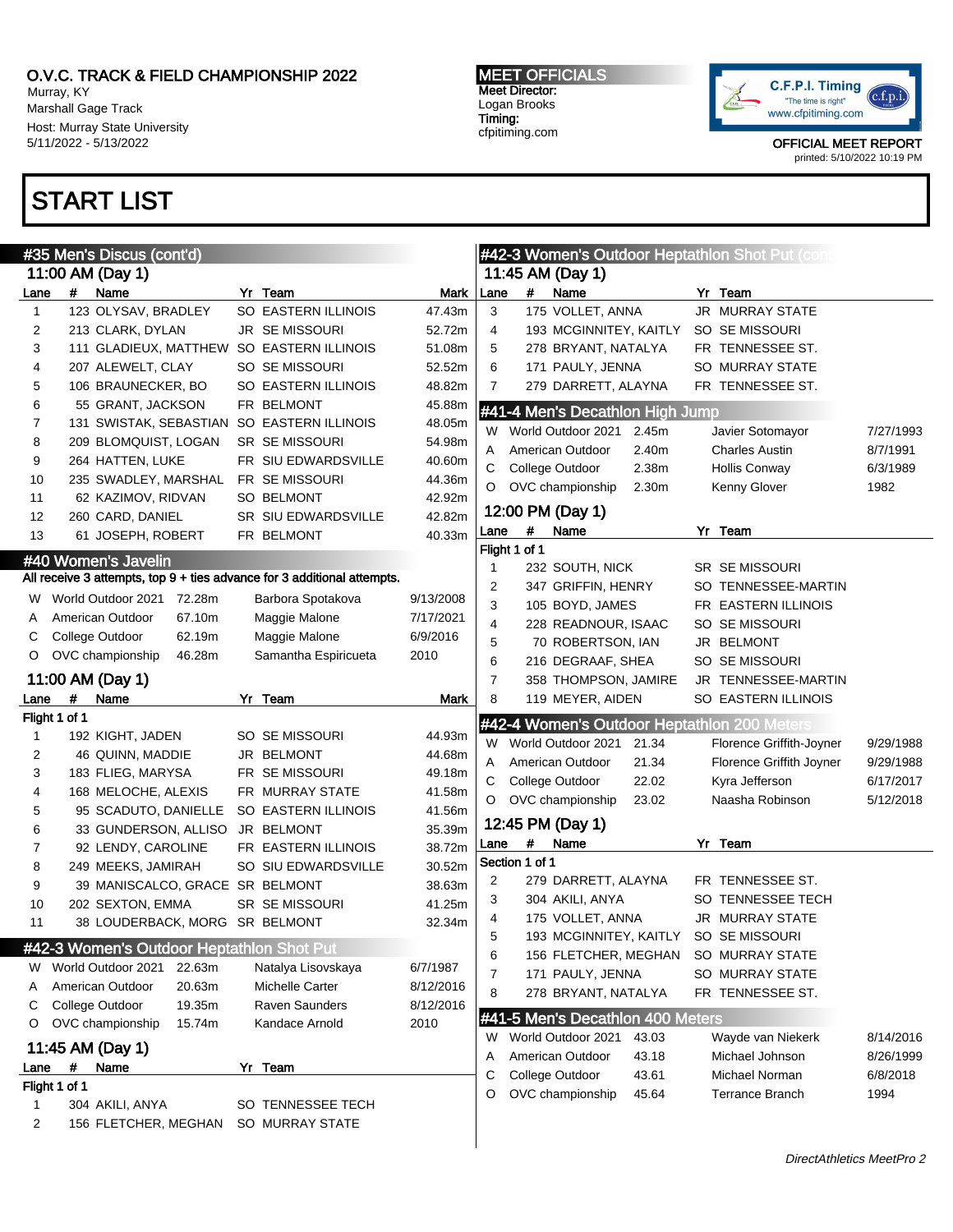O.V.C. TRACK & FIELD CHAMPIONSHIP 2022
Murray, KY
Marshall Gage Track
Host: Murray State University
5/11/2022 - 5/13/2022

MEET OFFICIALS
Meet Director:
Logan Brooks
Timing:
cfpitiming.com

OFFICIAL MEET REPORT
printed: 5/10/2022 10:19 PM

# START LIST

## #35 Men's Discus (cont'd)

### 11:00 AM (Day 1)

| Lane | # | Name | Yr | Team | Mark |
|---|---|---|---|---|---|
| 1 | 123 | OLYSAV, BRADLEY | SO | EASTERN ILLINOIS | 47.43m |
| 2 | 213 | CLARK, DYLAN | JR | SE MISSOURI | 52.72m |
| 3 | 111 | GLADIEUX, MATTHEW | SO | EASTERN ILLINOIS | 51.08m |
| 4 | 207 | ALEWELT, CLAY | SO | SE MISSOURI | 52.52m |
| 5 | 106 | BRAUNECKER, BO | SO | EASTERN ILLINOIS | 48.82m |
| 6 | 55 | GRANT, JACKSON | FR | BELMONT | 45.88m |
| 7 | 131 | SWISTAK, SEBASTIAN | SO | EASTERN ILLINOIS | 48.05m |
| 8 | 209 | BLOMQUIST, LOGAN | SR | SE MISSOURI | 54.98m |
| 9 | 264 | HATTEN, LUKE | FR | SIU EDWARDSVILLE | 40.60m |
| 10 | 235 | SWADLEY, MARSHAL | FR | SE MISSOURI | 44.36m |
| 11 | 62 | KAZIMOV, RIDVAN | SO | BELMONT | 42.92m |
| 12 | 260 | CARD, DANIEL | SR | SIU EDWARDSVILLE | 42.82m |
| 13 | 61 | JOSEPH, ROBERT | FR | BELMONT | 40.33m |

## #40 Women's Javelin

All receive 3 attempts, top 9 + ties advance for 3 additional attempts.

| | Record | Mark | Name | Date |
|---|---|---|---|---|
| W | World Outdoor 2021 | 72.28m | Barbora Spotakova | 9/13/2008 |
| A | American Outdoor | 67.10m | Maggie Malone | 7/17/2021 |
| C | College Outdoor | 62.19m | Maggie Malone | 6/9/2016 |
| O | OVC championship | 46.28m | Samantha Espiricueta | 2010 |

### 11:00 AM (Day 1)

Flight 1 of 1

| Lane | # | Name | Yr | Team | Mark |
|---|---|---|---|---|---|
| 1 | 192 | KIGHT, JADEN | SO | SE MISSOURI | 44.93m |
| 2 | 46 | QUINN, MADDIE | JR | BELMONT | 44.68m |
| 3 | 183 | FLIEG, MARYSA | FR | SE MISSOURI | 49.18m |
| 4 | 168 | MELOCHE, ALEXIS | FR | MURRAY STATE | 41.58m |
| 5 | 95 | SCADUTO, DANIELLE | SO | EASTERN ILLINOIS | 41.56m |
| 6 | 33 | GUNDERSON, ALLISO | JR | BELMONT | 35.39m |
| 7 | 92 | LENDY, CAROLINE | FR | EASTERN ILLINOIS | 38.72m |
| 8 | 249 | MEEKS, JAMIRAH | SO | SIU EDWARDSVILLE | 30.52m |
| 9 | 39 | MANISCALCO, GRACE | SR | BELMONT | 38.63m |
| 10 | 202 | SEXTON, EMMA | SR | SE MISSOURI | 41.25m |
| 11 | 38 | LOUDERBACK, MORG | SR | BELMONT | 32.34m |

## #42-3 Women's Outdoor Heptathlon Shot Put

| | Record | Mark | Name | Date |
|---|---|---|---|---|
| W | World Outdoor 2021 | 22.63m | Natalya Lisovskaya | 6/7/1987 |
| A | American Outdoor | 20.63m | Michelle Carter | 8/12/2016 |
| C | College Outdoor | 19.35m | Raven Saunders | 8/12/2016 |
| O | OVC championship | 15.74m | Kandace Arnold | 2010 |

### 11:45 AM (Day 1)

Flight 1 of 1

| Lane | # | Name | Yr | Team |
|---|---|---|---|---|
| 1 | 304 | AKILI, ANYA | SO | TENNESSEE TECH |
| 2 | 156 | FLETCHER, MEGHAN | SO | MURRAY STATE |
| 3 | 175 | VOLLET, ANNA | JR | MURRAY STATE |
| 4 | 193 | MCGINNITEY, KAITLY | SO | SE MISSOURI |
| 5 | 278 | BRYANT, NATALYA | FR | TENNESSEE ST. |
| 6 | 171 | PAULY, JENNA | SO | MURRAY STATE |
| 7 | 279 | DARRETT, ALAYNA | FR | TENNESSEE ST. |

## #41-4 Men's Decathlon High Jump

| | Record | Mark | Name | Date |
|---|---|---|---|---|
| W | World Outdoor 2021 | 2.45m | Javier Sotomayor | 7/27/1993 |
| A | American Outdoor | 2.40m | Charles Austin | 8/7/1991 |
| C | College Outdoor | 2.38m | Hollis Conway | 6/3/1989 |
| O | OVC championship | 2.30m | Kenny Glover | 1982 |

### 12:00 PM (Day 1)

Flight 1 of 1

| Lane | # | Name | Yr | Team |
|---|---|---|---|---|
| 1 | 232 | SOUTH, NICK | SR | SE MISSOURI |
| 2 | 347 | GRIFFIN, HENRY | SO | TENNESSEE-MARTIN |
| 3 | 105 | BOYD, JAMES | FR | EASTERN ILLINOIS |
| 4 | 228 | READNOUR, ISAAC | SO | SE MISSOURI |
| 5 | 70 | ROBERTSON, IAN | JR | BELMONT |
| 6 | 216 | DEGRAAF, SHEA | SO | SE MISSOURI |
| 7 | 358 | THOMPSON, JAMIRE | JR | TENNESSEE-MARTIN |
| 8 | 119 | MEYER, AIDEN | SO | EASTERN ILLINOIS |

## #42-4 Women's Outdoor Heptathlon 200 Meters

| | Record | Mark | Name | Date |
|---|---|---|---|---|
| W | World Outdoor 2021 | 21.34 | Florence Griffith-Joyner | 9/29/1988 |
| A | American Outdoor | 21.34 | Florence Griffith Joyner | 9/29/1988 |
| C | College Outdoor | 22.02 | Kyra Jefferson | 6/17/2017 |
| O | OVC championship | 23.02 | Naasha Robinson | 5/12/2018 |

### 12:45 PM (Day 1)

Section 1 of 1

| Lane | # | Name | Yr | Team |
|---|---|---|---|---|
| 2 | 279 | DARRETT, ALAYNA | FR | TENNESSEE ST. |
| 3 | 304 | AKILI, ANYA | SO | TENNESSEE TECH |
| 4 | 175 | VOLLET, ANNA | JR | MURRAY STATE |
| 5 | 193 | MCGINNITEY, KAITLY | SO | SE MISSOURI |
| 6 | 156 | FLETCHER, MEGHAN | SO | MURRAY STATE |
| 7 | 171 | PAULY, JENNA | SO | MURRAY STATE |
| 8 | 278 | BRYANT, NATALYA | FR | TENNESSEE ST. |

## #41-5 Men's Decathlon 400 Meters

| | Record | Mark | Name | Date |
|---|---|---|---|---|
| W | World Outdoor 2021 | 43.03 | Wayde van Niekerk | 8/14/2016 |
| A | American Outdoor | 43.18 | Michael Johnson | 8/26/1999 |
| C | College Outdoor | 43.61 | Michael Norman | 6/8/2018 |
| O | OVC championship | 45.64 | Terrance Branch | 1994 |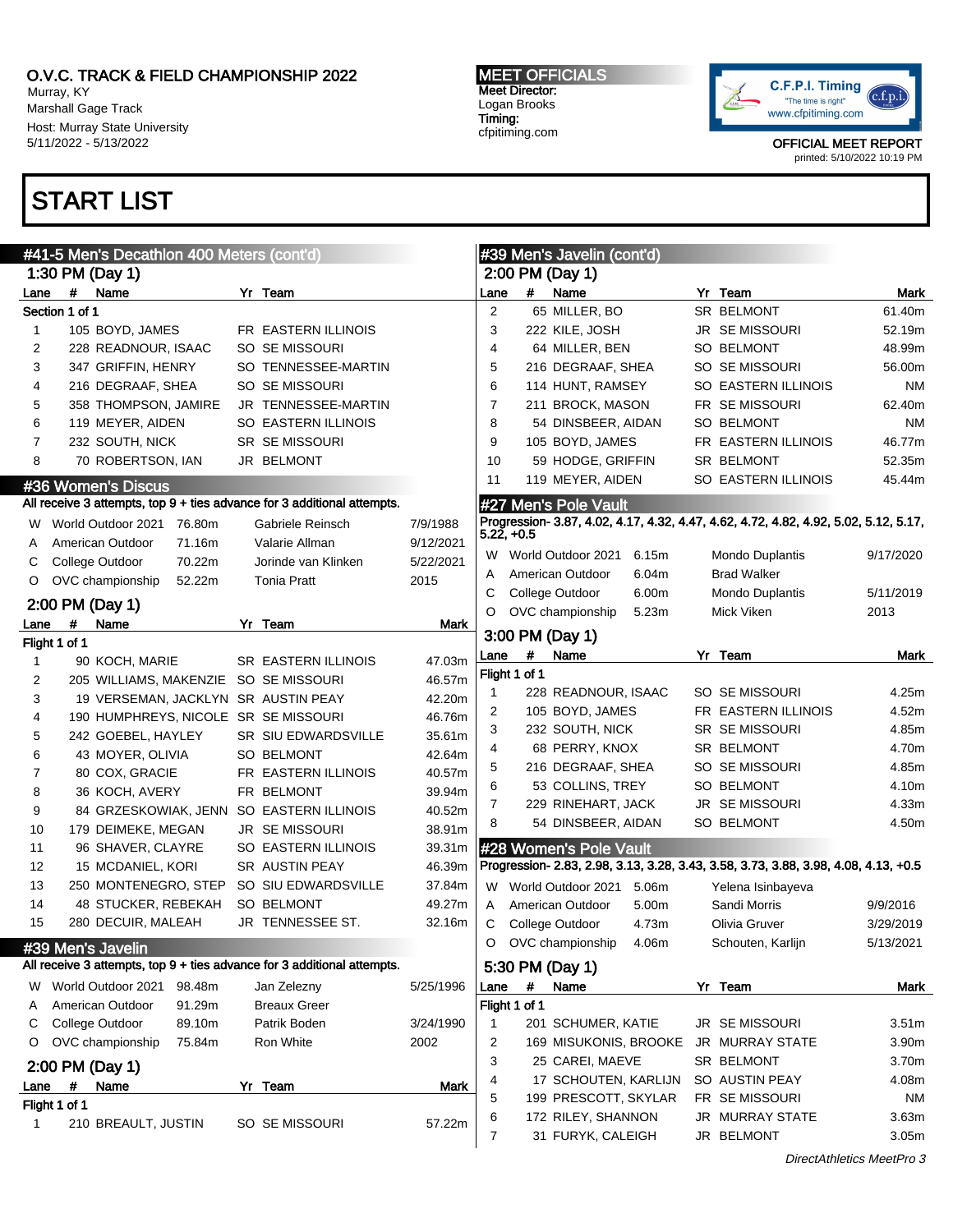O.V.C. TRACK & FIELD CHAMPIONSHIP 2022
Murray, KY
Marshall Gage Track
Host: Murray State University
5/11/2022 - 5/13/2022

**MEET OFFICIALS**
Meet Director:
Logan Brooks
Timing:
cfpitiming.com

OFFICIAL MEET REPORT
printed: 5/10/2022 10:19 PM

# START LIST

## #41-5 Men's Decathlon 400 Meters (cont'd)

### 1:30 PM (Day 1)

Section 1 of 1

| Lane | # | Name | Yr | Team |
|---|---|---|---|---|
| 1 | 105 | BOYD, JAMES | FR | EASTERN ILLINOIS |
| 2 | 228 | READNOUR, ISAAC | SO | SE MISSOURI |
| 3 | 347 | GRIFFIN, HENRY | SO | TENNESSEE-MARTIN |
| 4 | 216 | DEGRAAF, SHEA | SO | SE MISSOURI |
| 5 | 358 | THOMPSON, JAMIRE | JR | TENNESSEE-MARTIN |
| 6 | 119 | MEYER, AIDEN | SO | EASTERN ILLINOIS |
| 7 | 232 | SOUTH, NICK | SR | SE MISSOURI |
| 8 | 70 | ROBERTSON, IAN | JR | BELMONT |

## #36 Women's Discus

All receive 3 attempts, top 9 + ties advance for 3 additional attempts.

| | | | | |
|---|---|---|---|---|
| W | World Outdoor 2021 | 76.80m | Gabriele Reinsch | 7/9/1988 |
| A | American Outdoor | 71.16m | Valarie Allman | 9/12/2021 |
| C | College Outdoor | 70.22m | Jorinde van Klinken | 5/22/2021 |
| O | OVC championship | 52.22m | Tonia Pratt | 2015 |

### 2:00 PM (Day 1)

Flight 1 of 1

| Lane | # | Name | Yr | Team | Mark |
|---|---|---|---|---|---|
| 1 | 90 | KOCH, MARIE | SR | EASTERN ILLINOIS | 47.03m |
| 2 | 205 | WILLIAMS, MAKENZIE | SO | SE MISSOURI | 46.57m |
| 3 | 19 | VERSEMAN, JACKLYN | SR | AUSTIN PEAY | 42.20m |
| 4 | 190 | HUMPHREYS, NICOLE | SR | SE MISSOURI | 46.76m |
| 5 | 242 | GOEBEL, HAYLEY | SR | SIU EDWARDSVILLE | 35.61m |
| 6 | 43 | MOYER, OLIVIA | SO | BELMONT | 42.64m |
| 7 | 80 | COX, GRACIE | FR | EASTERN ILLINOIS | 40.57m |
| 8 | 36 | KOCH, AVERY | FR | BELMONT | 39.94m |
| 9 | 84 | GRZESKOWIAK, JENN | SO | EASTERN ILLINOIS | 40.52m |
| 10 | 179 | DEIMEKE, MEGAN | JR | SE MISSOURI | 38.91m |
| 11 | 96 | SHAVER, CLAYRE | SO | EASTERN ILLINOIS | 39.31m |
| 12 | 15 | MCDANIEL, KORI | SR | AUSTIN PEAY | 46.39m |
| 13 | 250 | MONTENEGRO, STEP | SO | SIU EDWARDSVILLE | 37.84m |
| 14 | 48 | STUCKER, REBEKAH | SO | BELMONT | 49.27m |
| 15 | 280 | DECUIR, MALEAH | JR | TENNESSEE ST. | 32.16m |

## #39 Men's Javelin

All receive 3 attempts, top 9 + ties advance for 3 additional attempts.

| | | | | |
|---|---|---|---|---|
| W | World Outdoor 2021 | 98.48m | Jan Zelezny | 5/25/1996 |
| A | American Outdoor | 91.29m | Breaux Greer | |
| C | College Outdoor | 89.10m | Patrik Boden | 3/24/1990 |
| O | OVC championship | 75.84m | Ron White | 2002 |

### 2:00 PM (Day 1)

Flight 1 of 1

| Lane | # | Name | Yr | Team | Mark |
|---|---|---|---|---|---|
| 1 | 210 | BREAULT, JUSTIN | SO | SE MISSOURI | 57.22m |
| 2 | 65 | MILLER, BO | SR | BELMONT | 61.40m |
| 3 | 222 | KILE, JOSH | JR | SE MISSOURI | 52.19m |
| 4 | 64 | MILLER, BEN | SO | BELMONT | 48.99m |
| 5 | 216 | DEGRAAF, SHEA | SO | SE MISSOURI | 56.00m |
| 6 | 114 | HUNT, RAMSEY | SO | EASTERN ILLINOIS | NM |
| 7 | 211 | BROCK, MASON | FR | SE MISSOURI | 62.40m |
| 8 | 54 | DINSBEER, AIDAN | SO | BELMONT | NM |
| 9 | 105 | BOYD, JAMES | FR | EASTERN ILLINOIS | 46.77m |
| 10 | 59 | HODGE, GRIFFIN | SR | BELMONT | 52.35m |
| 11 | 119 | MEYER, AIDEN | SO | EASTERN ILLINOIS | 45.44m |

## #27 Men's Pole Vault

Progression- 3.87, 4.02, 4.17, 4.32, 4.47, 4.62, 4.72, 4.82, 4.92, 5.02, 5.12, 5.17, 5.22, +0.5

| | | | | |
|---|---|---|---|---|
| W | World Outdoor 2021 | 6.15m | Mondo Duplantis | 9/17/2020 |
| A | American Outdoor | 6.04m | Brad Walker | |
| C | College Outdoor | 6.00m | Mondo Duplantis | 5/11/2019 |
| O | OVC championship | 5.23m | Mick Viken | 2013 |

### 3:00 PM (Day 1)

Flight 1 of 1

| Lane | # | Name | Yr | Team | Mark |
|---|---|---|---|---|---|
| 1 | 228 | READNOUR, ISAAC | SO | SE MISSOURI | 4.25m |
| 2 | 105 | BOYD, JAMES | FR | EASTERN ILLINOIS | 4.52m |
| 3 | 232 | SOUTH, NICK | SR | SE MISSOURI | 4.85m |
| 4 | 68 | PERRY, KNOX | SR | BELMONT | 4.70m |
| 5 | 216 | DEGRAAF, SHEA | SO | SE MISSOURI | 4.85m |
| 6 | 53 | COLLINS, TREY | SO | BELMONT | 4.10m |
| 7 | 229 | RINEHART, JACK | JR | SE MISSOURI | 4.33m |
| 8 | 54 | DINSBEER, AIDAN | SO | BELMONT | 4.50m |

## #28 Women's Pole Vault

Progression- 2.83, 2.98, 3.13, 3.28, 3.43, 3.58, 3.73, 3.88, 3.98, 4.08, 4.13, +0.5

| | | | | |
|---|---|---|---|---|
| W | World Outdoor 2021 | 5.06m | Yelena Isinbayeva | |
| A | American Outdoor | 5.00m | Sandi Morris | 9/9/2016 |
| C | College Outdoor | 4.73m | Olivia Gruver | 3/29/2019 |
| O | OVC championship | 4.06m | Schouten, Karlijn | 5/13/2021 |

### 5:30 PM (Day 1)

Flight 1 of 1

| Lane | # | Name | Yr | Team | Mark |
|---|---|---|---|---|---|
| 1 | 201 | SCHUMER, KATIE | JR | SE MISSOURI | 3.51m |
| 2 | 169 | MISUKONIS, BROOKE | JR | MURRAY STATE | 3.90m |
| 3 | 25 | CAREI, MAEVE | SR | BELMONT | 3.70m |
| 4 | 17 | SCHOUTEN, KARLIJN | SO | AUSTIN PEAY | 4.08m |
| 5 | 199 | PRESCOTT, SKYLAR | FR | SE MISSOURI | NM |
| 6 | 172 | RILEY, SHANNON | JR | MURRAY STATE | 3.63m |
| 7 | 31 | FURYK, CALEIGH | JR | BELMONT | 3.05m |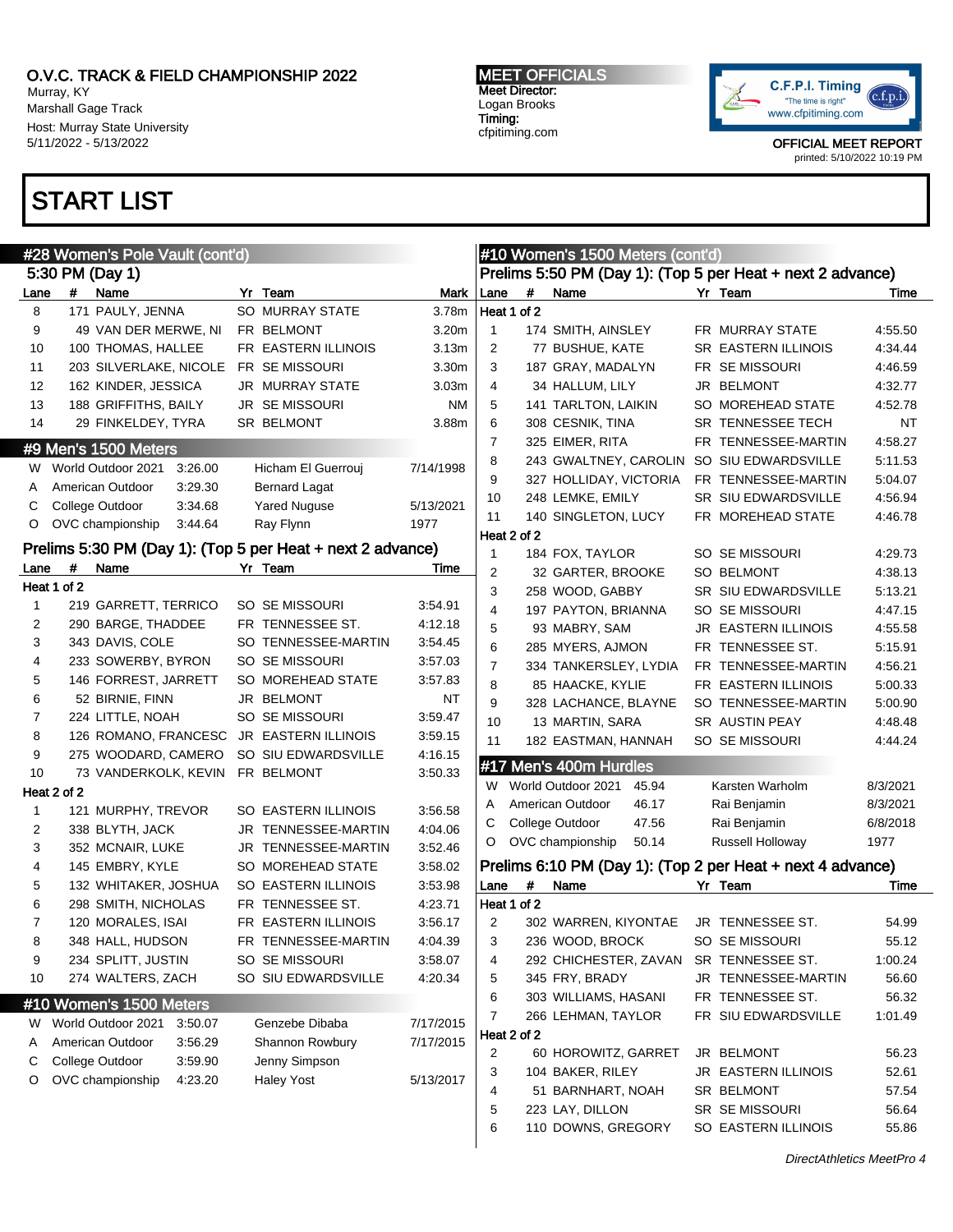O.V.C. TRACK & FIELD CHAMPIONSHIP 2022
Murray, KY
Marshall Gage Track
Host: Murray State University
5/11/2022 - 5/13/2022

MEET OFFICIALS
Meet Director:
Logan Brooks
Timing:
cfpitiming.com

C.F.P.I. Timing "The time is right" www.cfpitiming.com

OFFICIAL MEET REPORT
printed: 5/10/2022 10:19 PM

# START LIST

## #28 Women's Pole Vault (cont'd)

### 5:30 PM (Day 1)

| Lane | # | Name | Yr | Team | Mark |
|---|---|---|---|---|---|
| 8 | 171 | PAULY, JENNA | SO | MURRAY STATE | 3.78m |
| 9 | 49 | VAN DER MERWE, NI | FR | BELMONT | 3.20m |
| 10 | 100 | THOMAS, HALLEE | FR | EASTERN ILLINOIS | 3.13m |
| 11 | 203 | SILVERLAKE, NICOLE | FR | SE MISSOURI | 3.30m |
| 12 | 162 | KINDER, JESSICA | JR | MURRAY STATE | 3.03m |
| 13 | 188 | GRIFFITHS, BAILY | JR | SE MISSOURI | NM |
| 14 | 29 | FINKELDEY, TYRA | SR | BELMONT | 3.88m |

## #9 Men's 1500 Meters

| | | | | |
|---|---|---|---|---|
| W | World Outdoor 2021 | 3:26.00 | Hicham El Guerrouj | 7/14/1998 |
| A | American Outdoor | 3:29.30 | Bernard Lagat | |
| C | College Outdoor | 3:34.68 | Yared Nuguse | 5/13/2021 |
| O | OVC championship | 3:44.64 | Ray Flynn | 1977 |

### Prelims 5:30 PM (Day 1): (Top 5 per Heat + next 2 advance)

| Lane | # | Name | Yr | Team | Time |
|---|---|---|---|---|---|
| **Heat 1 of 2** | | | | | |
| 1 | 219 | GARRETT, TERRICO | SO | SE MISSOURI | 3:54.91 |
| 2 | 290 | BARGE, THADDEE | FR | TENNESSEE ST. | 4:12.18 |
| 3 | 343 | DAVIS, COLE | SO | TENNESSEE-MARTIN | 3:54.45 |
| 4 | 233 | SOWERBY, BYRON | SO | SE MISSOURI | 3:57.03 |
| 5 | 146 | FORREST, JARRETT | SO | MOREHEAD STATE | 3:57.83 |
| 6 | 52 | BIRNIE, FINN | JR | BELMONT | NT |
| 7 | 224 | LITTLE, NOAH | SO | SE MISSOURI | 3:59.47 |
| 8 | 126 | ROMANO, FRANCESC | JR | EASTERN ILLINOIS | 3:59.15 |
| 9 | 275 | WOODARD, CAMERO | SO | SIU EDWARDSVILLE | 4:16.15 |
| 10 | 73 | VANDERKOLK, KEVIN | FR | BELMONT | 3:50.33 |
| **Heat 2 of 2** | | | | | |
| 1 | 121 | MURPHY, TREVOR | SO | EASTERN ILLINOIS | 3:56.58 |
| 2 | 338 | BLYTH, JACK | JR | TENNESSEE-MARTIN | 4:04.06 |
| 3 | 352 | MCNAIR, LUKE | JR | TENNESSEE-MARTIN | 3:52.46 |
| 4 | 145 | EMBRY, KYLE | SO | MOREHEAD STATE | 3:58.02 |
| 5 | 132 | WHITAKER, JOSHUA | SO | EASTERN ILLINOIS | 3:53.98 |
| 6 | 298 | SMITH, NICHOLAS | FR | TENNESSEE ST. | 4:23.71 |
| 7 | 120 | MORALES, ISAI | FR | EASTERN ILLINOIS | 3:56.17 |
| 8 | 348 | HALL, HUDSON | FR | TENNESSEE-MARTIN | 4:04.39 |
| 9 | 234 | SPLITT, JUSTIN | SO | SE MISSOURI | 3:58.07 |
| 10 | 274 | WALTERS, ZACH | SO | SIU EDWARDSVILLE | 4:20.34 |

## #10 Women's 1500 Meters

| | | | | |
|---|---|---|---|---|
| W | World Outdoor 2021 | 3:50.07 | Genzebe Dibaba | 7/17/2015 |
| A | American Outdoor | 3:56.29 | Shannon Rowbury | 7/17/2015 |
| C | College Outdoor | 3:59.90 | Jenny Simpson | |
| O | OVC championship | 4:23.20 | Haley Yost | 5/13/2017 |

## #10 Women's 1500 Meters (cont'd)

### Prelims 5:50 PM (Day 1): (Top 5 per Heat + next 2 advance)

| Lane | # | Name | Yr | Team | Time |
|---|---|---|---|---|---|
| **Heat 1 of 2** | | | | | |
| 1 | 174 | SMITH, AINSLEY | FR | MURRAY STATE | 4:55.50 |
| 2 | 77 | BUSHUE, KATE | SR | EASTERN ILLINOIS | 4:34.44 |
| 3 | 187 | GRAY, MADALYN | FR | SE MISSOURI | 4:46.59 |
| 4 | 34 | HALLUM, LILY | JR | BELMONT | 4:32.77 |
| 5 | 141 | TARLTON, LAIKIN | SO | MOREHEAD STATE | 4:52.78 |
| 6 | 308 | CESNIK, TINA | SR | TENNESSEE TECH | NT |
| 7 | 325 | EIMER, RITA | FR | TENNESSEE-MARTIN | 4:58.27 |
| 8 | 243 | GWALTNEY, CAROLIN | SO | SIU EDWARDSVILLE | 5:11.53 |
| 9 | 327 | HOLLIDAY, VICTORIA | FR | TENNESSEE-MARTIN | 5:04.07 |
| 10 | 248 | LEMKE, EMILY | SR | SIU EDWARDSVILLE | 4:56.94 |
| 11 | 140 | SINGLETON, LUCY | FR | MOREHEAD STATE | 4:46.78 |
| **Heat 2 of 2** | | | | | |
| 1 | 184 | FOX, TAYLOR | SO | SE MISSOURI | 4:29.73 |
| 2 | 32 | GARTER, BROOKE | SO | BELMONT | 4:38.13 |
| 3 | 258 | WOOD, GABBY | SR | SIU EDWARDSVILLE | 5:13.21 |
| 4 | 197 | PAYTON, BRIANNA | SO | SE MISSOURI | 4:47.15 |
| 5 | 93 | MABRY, SAM | JR | EASTERN ILLINOIS | 4:55.58 |
| 6 | 285 | MYERS, AJMON | FR | TENNESSEE ST. | 5:15.91 |
| 7 | 334 | TANKERSLEY, LYDIA | FR | TENNESSEE-MARTIN | 4:56.21 |
| 8 | 85 | HAACKE, KYLIE | FR | EASTERN ILLINOIS | 5:00.33 |
| 9 | 328 | LACHANCE, BLAYNE | SO | TENNESSEE-MARTIN | 5:00.90 |
| 10 | 13 | MARTIN, SARA | SR | AUSTIN PEAY | 4:48.48 |
| 11 | 182 | EASTMAN, HANNAH | SO | SE MISSOURI | 4:44.24 |

## #17 Men's 400m Hurdles

| | | | | |
|---|---|---|---|---|
| W | World Outdoor 2021 | 45.94 | Karsten Warholm | 8/3/2021 |
| A | American Outdoor | 46.17 | Rai Benjamin | 8/3/2021 |
| C | College Outdoor | 47.56 | Rai Benjamin | 6/8/2018 |
| O | OVC championship | 50.14 | Russell Holloway | 1977 |

### Prelims 6:10 PM (Day 1): (Top 2 per Heat + next 4 advance)

| Lane | # | Name | Yr | Team | Time |
|---|---|---|---|---|---|
| **Heat 1 of 2** | | | | | |
| 2 | 302 | WARREN, KIYONTAE | JR | TENNESSEE ST. | 54.99 |
| 3 | 236 | WOOD, BROCK | SO | SE MISSOURI | 55.12 |
| 4 | 292 | CHICHESTER, ZAVAN | SR | TENNESSEE ST. | 1:00.24 |
| 5 | 345 | FRY, BRADY | JR | TENNESSEE-MARTIN | 56.60 |
| 6 | 303 | WILLIAMS, HASANI | FR | TENNESSEE ST. | 56.32 |
| 7 | 266 | LEHMAN, TAYLOR | FR | SIU EDWARDSVILLE | 1:01.49 |
| **Heat 2 of 2** | | | | | |
| 2 | 60 | HOROWITZ, GARRET | JR | BELMONT | 56.23 |
| 3 | 104 | BAKER, RILEY | JR | EASTERN ILLINOIS | 52.61 |
| 4 | 51 | BARNHART, NOAH | SR | BELMONT | 57.54 |
| 5 | 223 | LAY, DILLON | SR | SE MISSOURI | 56.64 |
| 6 | 110 | DOWNS, GREGORY | SO | EASTERN ILLINOIS | 55.86 |

*DirectAthletics MeetPro 4*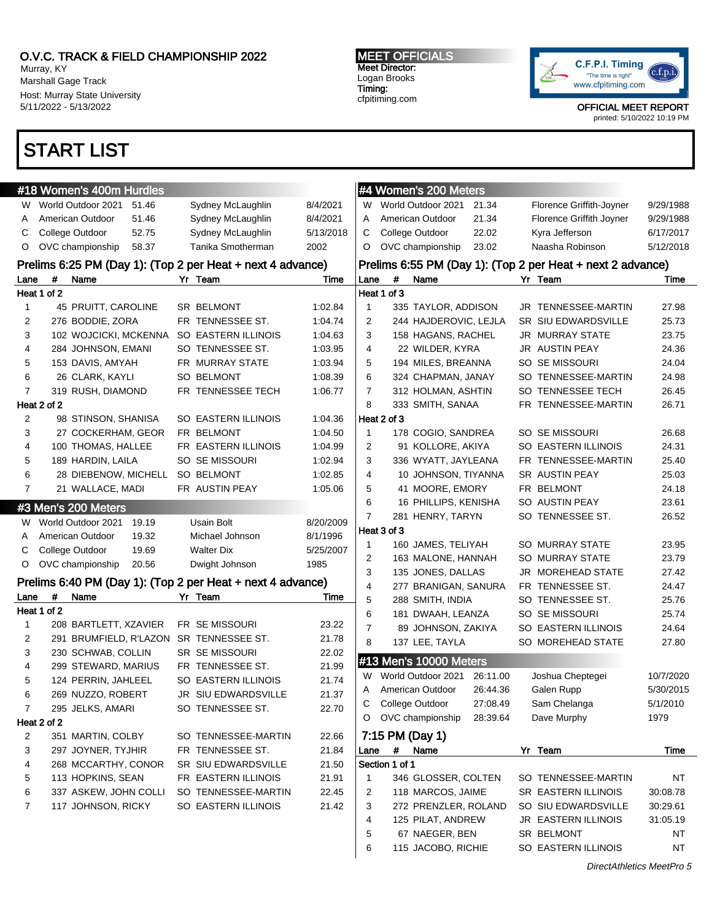# O.V.C. TRACK & FIELD CHAMPIONSHIP 2022

Murray, KY
Marshall Gage Track
Host: Murray State University
5/11/2022 - 5/13/2022

**MEET OFFICIALS**
Meet Director:
Logan Brooks
Timing:
cfpitiming.com

C.F.P.I. Timing
"The time is right"
www.cfpitiming.com

OFFICIAL MEET REPORT
printed: 5/10/2022 10:19 PM

# START LIST

## #18 Women's 400m Hurdles

| | | | | |
|---|---|---|---|---|
| W | World Outdoor 2021 | 51.46 | Sydney McLaughlin | 8/4/2021 |
| A | American Outdoor | 51.46 | Sydney McLaughlin | 8/4/2021 |
| C | College Outdoor | 52.75 | Sydney McLaughlin | 5/13/2018 |
| O | OVC championship | 58.37 | Tanika Smotherman | 2002 |

### Prelims 6:25 PM (Day 1): (Top 2 per Heat + next 4 advance)

| Lane | # | Name | Yr | Team | Time |
|---|---|---|---|---|---|
| **Heat 1 of 2** | | | | | |
| 1 | 45 | PRUITT, CAROLINE | SR | BELMONT | 1:02.84 |
| 2 | 276 | BODDIE, ZORA | FR | TENNESSEE ST. | 1:04.74 |
| 3 | 102 | WOJCICKI, MCKENNA | SO | EASTERN ILLINOIS | 1:04.63 |
| 4 | 284 | JOHNSON, EMANI | SO | TENNESSEE ST. | 1:03.95 |
| 5 | 153 | DAVIS, AMYAH | FR | MURRAY STATE | 1:03.94 |
| 6 | 26 | CLARK, KAYLI | SO | BELMONT | 1:08.39 |
| 7 | 319 | RUSH, DIAMOND | FR | TENNESSEE TECH | 1:06.77 |
| **Heat 2 of 2** | | | | | |
| 2 | 98 | STINSON, SHANISA | SO | EASTERN ILLINOIS | 1:04.36 |
| 3 | 27 | COCKERHAM, GEOR | FR | BELMONT | 1:04.50 |
| 4 | 100 | THOMAS, HALLEE | FR | EASTERN ILLINOIS | 1:04.99 |
| 5 | 189 | HARDIN, LAILA | SO | SE MISSOURI | 1:02.94 |
| 6 | 28 | DIEBENOW, MICHELL | SO | BELMONT | 1:02.85 |
| 7 | 21 | WALLACE, MADI | FR | AUSTIN PEAY | 1:05.06 |

## #3 Men's 200 Meters

| | | | | |
|---|---|---|---|---|
| W | World Outdoor 2021 | 19.19 | Usain Bolt | 8/20/2009 |
| A | American Outdoor | 19.32 | Michael Johnson | 8/1/1996 |
| C | College Outdoor | 19.69 | Walter Dix | 5/25/2007 |
| O | OVC championship | 20.56 | Dwight Johnson | 1985 |

### Prelims 6:40 PM (Day 1): (Top 2 per Heat + next 4 advance)

| Lane | # | Name | Yr | Team | Time |
|---|---|---|---|---|---|
| **Heat 1 of 2** | | | | | |
| 1 | 208 | BARTLETT, XZAVIER | FR | SE MISSOURI | 23.22 |
| 2 | 291 | BRUMFIELD, R'LAZON | SR | TENNESSEE ST. | 21.78 |
| 3 | 230 | SCHWAB, COLLIN | SR | SE MISSOURI | 22.02 |
| 4 | 299 | STEWARD, MARIUS | FR | TENNESSEE ST. | 21.99 |
| 5 | 124 | PERRIN, JAHLEEL | SO | EASTERN ILLINOIS | 21.74 |
| 6 | 269 | NUZZO, ROBERT | JR | SIU EDWARDSVILLE | 21.37 |
| 7 | 295 | JELKS, AMARI | SO | TENNESSEE ST. | 22.70 |
| **Heat 2 of 2** | | | | | |
| 2 | 351 | MARTIN, COLBY | SO | TENNESSEE-MARTIN | 22.66 |
| 3 | 297 | JOYNER, TYJHIR | FR | TENNESSEE ST. | 21.84 |
| 4 | 268 | MCCARTHY, CONOR | SR | SIU EDWARDSVILLE | 21.50 |
| 5 | 113 | HOPKINS, SEAN | FR | EASTERN ILLINOIS | 21.91 |
| 6 | 337 | ASKEW, JOHN COLLI | SO | TENNESSEE-MARTIN | 22.45 |
| 7 | 117 | JOHNSON, RICKY | SO | EASTERN ILLINOIS | 21.42 |

## #4 Women's 200 Meters

| | | | | |
|---|---|---|---|---|
| W | World Outdoor 2021 | 21.34 | Florence Griffith-Joyner | 9/29/1988 |
| A | American Outdoor | 21.34 | Florence Griffith Joyner | 9/29/1988 |
| C | College Outdoor | 22.02 | Kyra Jefferson | 6/17/2017 |
| O | OVC championship | 23.02 | Naasha Robinson | 5/12/2018 |

### Prelims 6:55 PM (Day 1): (Top 2 per Heat + next 2 advance)

| Lane | # | Name | Yr | Team | Time |
|---|---|---|---|---|---|
| **Heat 1 of 3** | | | | | |
| 1 | 335 | TAYLOR, ADDISON | JR | TENNESSEE-MARTIN | 27.98 |
| 2 | 244 | HAJDEROVIC, LEJLA | SR | SIU EDWARDSVILLE | 25.73 |
| 3 | 158 | HAGANS, RACHEL | JR | MURRAY STATE | 23.75 |
| 4 | 22 | WILDER, KYRA | JR | AUSTIN PEAY | 24.36 |
| 5 | 194 | MILES, BREANNA | SO | SE MISSOURI | 24.04 |
| 6 | 324 | CHAPMAN, JANAY | SO | TENNESSEE-MARTIN | 24.98 |
| 7 | 312 | HOLMAN, ASHTIN | SO | TENNESSEE TECH | 26.45 |
| 8 | 333 | SMITH, SANAA | FR | TENNESSEE-MARTIN | 26.71 |
| **Heat 2 of 3** | | | | | |
| 1 | 178 | COGIO, SANDREA | SO | SE MISSOURI | 26.68 |
| 2 | 91 | KOLLORE, AKIYA | SO | EASTERN ILLINOIS | 24.31 |
| 3 | 336 | WYATT, JAYLEANA | FR | TENNESSEE-MARTIN | 25.40 |
| 4 | 10 | JOHNSON, TIYANNA | SR | AUSTIN PEAY | 25.03 |
| 5 | 41 | MOORE, EMORY | FR | BELMONT | 24.18 |
| 6 | 16 | PHILLIPS, KENISHA | SO | AUSTIN PEAY | 23.61 |
| 7 | 281 | HENRY, TARYN | SO | TENNESSEE ST. | 26.52 |
| **Heat 3 of 3** | | | | | |
| 1 | 160 | JAMES, TELIYAH | SO | MURRAY STATE | 23.95 |
| 2 | 163 | MALONE, HANNAH | SO | MURRAY STATE | 23.79 |
| 3 | 135 | JONES, DALLAS | JR | MOREHEAD STATE | 27.42 |
| 4 | 277 | BRANIGAN, SANURA | FR | TENNESSEE ST. | 24.47 |
| 5 | 288 | SMITH, INDIA | SO | TENNESSEE ST. | 25.76 |
| 6 | 181 | DWAAH, LEANZA | SO | SE MISSOURI | 25.74 |
| 7 | 89 | JOHNSON, ZAKIYA | SO | EASTERN ILLINOIS | 24.64 |
| 8 | 137 | LEE, TAYLA | SO | MOREHEAD STATE | 27.80 |

## #13 Men's 10000 Meters

| | | | | |
|---|---|---|---|---|
| W | World Outdoor 2021 | 26:11.00 | Joshua Cheptegei | 10/7/2020 |
| A | American Outdoor | 26:44.36 | Galen Rupp | 5/30/2015 |
| C | College Outdoor | 27:08.49 | Sam Chelanga | 5/1/2010 |
| O | OVC championship | 28:39.64 | Dave Murphy | 1979 |

### 7:15 PM (Day 1)

| Lane | # | Name | Yr | Team | Time |
|---|---|---|---|---|---|
| **Section 1 of 1** | | | | | |
| 1 | 346 | GLOSSER, COLTEN | SO | TENNESSEE-MARTIN | NT |
| 2 | 118 | MARCOS, JAIME | SR | EASTERN ILLINOIS | 30:08.78 |
| 3 | 272 | PRENZLER, ROLAND | SO | SIU EDWARDSVILLE | 30:29.61 |
| 4 | 125 | PILAT, ANDREW | JR | EASTERN ILLINOIS | 31:05.19 |
| 5 | 67 | NAEGER, BEN | SR | BELMONT | NT |
| 6 | 115 | JACOBO, RICHIE | SO | EASTERN ILLINOIS | NT |

*DirectAthletics MeetPro 5*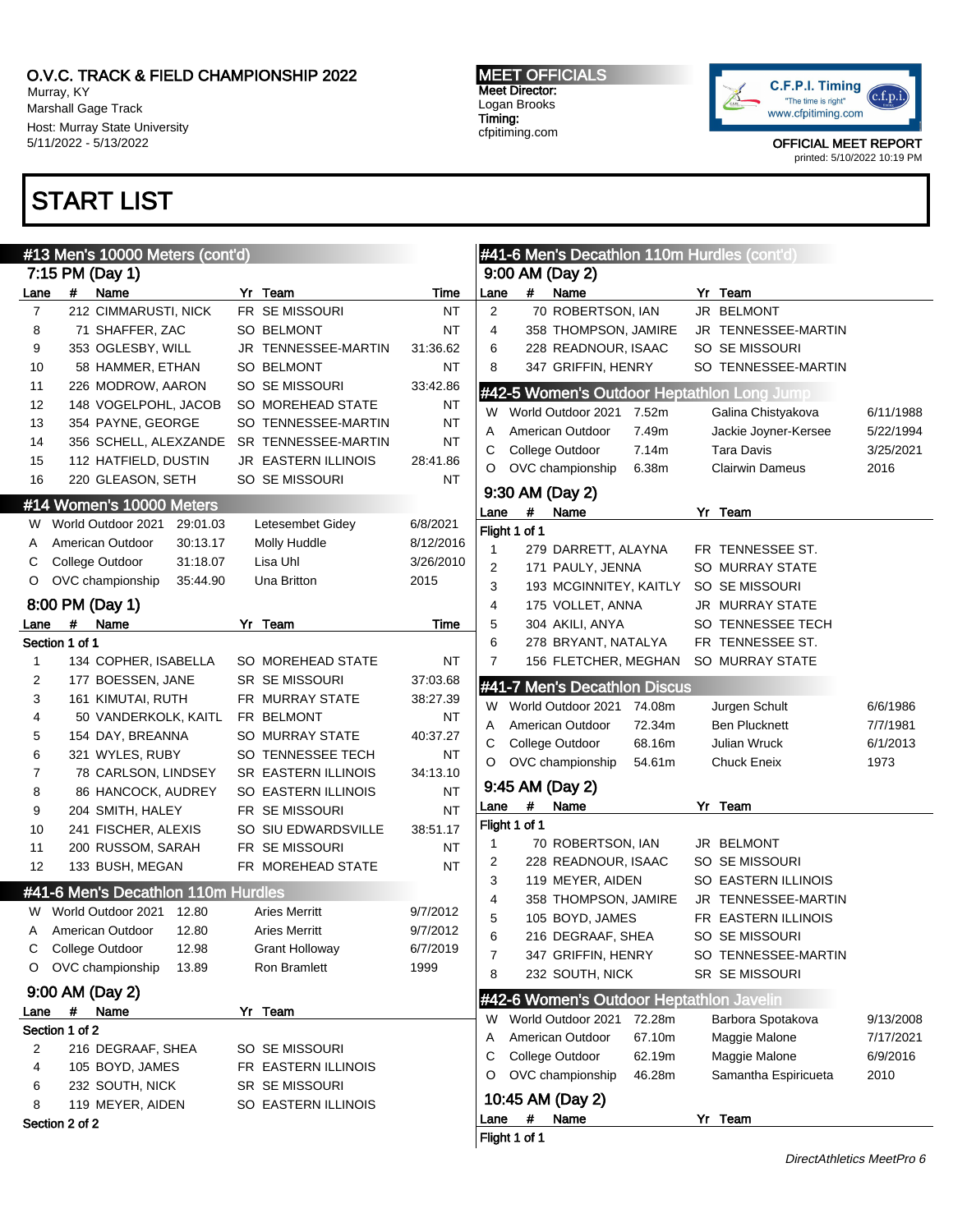O.V.C. TRACK & FIELD CHAMPIONSHIP 2022
Murray, KY
Marshall Gage Track
Host: Murray State University
5/11/2022 - 5/13/2022

**MEET OFFICIALS**
Meet Director:
Logan Brooks
Timing:
cfpitiming.com

OFFICIAL MEET REPORT
printed: 5/10/2022 10:19 PM

# START LIST

## #13 Men's 10000 Meters (cont'd)

### 7:15 PM (Day 1)

| Lane | # | Name | Yr | Team | Time |
|---|---|---|---|---|---|
| 7 | 212 | CIMMARUSTI, NICK | FR | SE MISSOURI | NT |
| 8 | 71 | SHAFFER, ZAC | SO | BELMONT | NT |
| 9 | 353 | OGLESBY, WILL | JR | TENNESSEE-MARTIN | 31:36.62 |
| 10 | 58 | HAMMER, ETHAN | SO | BELMONT | NT |
| 11 | 226 | MODROW, AARON | SO | SE MISSOURI | 33:42.86 |
| 12 | 148 | VOGELPOHL, JACOB | SO | MOREHEAD STATE | NT |
| 13 | 354 | PAYNE, GEORGE | SO | TENNESSEE-MARTIN | NT |
| 14 | 356 | SCHELL, ALEXZANDE | SR | TENNESSEE-MARTIN | NT |
| 15 | 112 | HATFIELD, DUSTIN | JR | EASTERN ILLINOIS | 28:41.86 |
| 16 | 220 | GLEASON, SETH | SO | SE MISSOURI | NT |

## #14 Women's 10000 Meters

| | Record | Mark | Name | Date |
|---|---|---|---|---|
| W | World Outdoor 2021 | 29:01.03 | Letesembet Gidey | 6/8/2021 |
| A | American Outdoor | 30:13.17 | Molly Huddle | 8/12/2016 |
| C | College Outdoor | 31:18.07 | Lisa Uhl | 3/26/2010 |
| O | OVC championship | 35:44.90 | Una Britton | 2015 |

### 8:00 PM (Day 1)

Section 1 of 1

| Lane | # | Name | Yr | Team | Time |
|---|---|---|---|---|---|
| 1 | 134 | COPHER, ISABELLA | SO | MOREHEAD STATE | NT |
| 2 | 177 | BOESSEN, JANE | SR | SE MISSOURI | 37:03.68 |
| 3 | 161 | KIMUTAI, RUTH | FR | MURRAY STATE | 38:27.39 |
| 4 | 50 | VANDERKOLK, KAITL | FR | BELMONT | NT |
| 5 | 154 | WAY, BREANNA | SO | MURRAY STATE | 40:37.27 |
| 6 | 321 | WYLES, RUBY | SO | TENNESSEE TECH | NT |
| 7 | 78 | CARLSON, LINDSEY | SR | EASTERN ILLINOIS | 34:13.10 |
| 8 | 86 | HANCOCK, AUDREY | SO | EASTERN ILLINOIS | NT |
| 9 | 204 | SMITH, HALEY | FR | SE MISSOURI | NT |
| 10 | 241 | FISCHER, ALEXIS | SO | SIU EDWARDSVILLE | 38:51.17 |
| 11 | 200 | RUSSOM, SARAH | FR | SE MISSOURI | NT |
| 12 | 133 | BUSH, MEGAN | FR | MOREHEAD STATE | NT |

## #41-6 Men's Decathlon 110m Hurdles

| | Record | Mark | Name | Date |
|---|---|---|---|---|
| W | World Outdoor 2021 | 12.80 | Aries Merritt | 9/7/2012 |
| A | American Outdoor | 12.80 | Aries Merritt | 9/7/2012 |
| C | College Outdoor | 12.98 | Grant Holloway | 6/7/2019 |
| O | OVC championship | 13.89 | Ron Bramlett | 1999 |

### 9:00 AM (Day 2)

Section 1 of 2

| Lane | # | Name | Yr | Team |
|---|---|---|---|---|
| 2 | 216 | DEGRAAF, SHEA | SO | SE MISSOURI |
| 4 | 105 | BOYD, JAMES | FR | EASTERN ILLINOIS |
| 6 | 232 | SOUTH, NICK | SR | SE MISSOURI |
| 8 | 119 | MEYER, AIDEN | SO | EASTERN ILLINOIS |

Section 2 of 2

## #41-6 Men's Decathlon 110m Hurdles (cont'd)

### 9:00 AM (Day 2)

| Lane | # | Name | Yr | Team |
|---|---|---|---|---|
| 2 | 70 | ROBERTSON, IAN | JR | BELMONT |
| 4 | 358 | THOMPSON, JAMIRE | JR | TENNESSEE-MARTIN |
| 6 | 228 | READNOUR, ISAAC | SO | SE MISSOURI |
| 8 | 347 | GRIFFIN, HENRY | SO | TENNESSEE-MARTIN |

## #42-5 Women's Outdoor Heptathlon Long Jump

| | Record | Mark | Name | Date |
|---|---|---|---|---|
| W | World Outdoor 2021 | 7.52m | Galina Chistyakova | 6/11/1988 |
| A | American Outdoor | 7.49m | Jackie Joyner-Kersee | 5/22/1994 |
| C | College Outdoor | 7.14m | Tara Davis | 3/25/2021 |
| O | OVC championship | 6.38m | Clairwin Dameus | 2016 |

### 9:30 AM (Day 2)

Flight 1 of 1

| Lane | # | Name | Yr | Team |
|---|---|---|---|---|
| 1 | 279 | DARRETT, ALAYNA | FR | TENNESSEE ST. |
| 2 | 171 | PAULY, JENNA | SO | MURRAY STATE |
| 3 | 193 | MCGINNITEY, KAITLY | SO | SE MISSOURI |
| 4 | 175 | VOLLET, ANNA | JR | MURRAY STATE |
| 5 | 304 | AKILI, ANYA | SO | TENNESSEE TECH |
| 6 | 278 | BRYANT, NATALYA | FR | TENNESSEE ST. |
| 7 | 156 | FLETCHER, MEGHAN | SO | MURRAY STATE |

## #41-7 Men's Decathlon Discus

| | Record | Mark | Name | Date |
|---|---|---|---|---|
| W | World Outdoor 2021 | 74.08m | Jurgen Schult | 6/6/1986 |
| A | American Outdoor | 72.34m | Ben Plucknett | 7/7/1981 |
| C | College Outdoor | 68.16m | Julian Wruck | 6/1/2013 |
| O | OVC championship | 54.61m | Chuck Eneix | 1973 |

### 9:45 AM (Day 2)

Flight 1 of 1

| Lane | # | Name | Yr | Team |
|---|---|---|---|---|
| 1 | 70 | ROBERTSON, IAN | JR | BELMONT |
| 2 | 228 | READNOUR, ISAAC | SO | SE MISSOURI |
| 3 | 119 | MEYER, AIDEN | SO | EASTERN ILLINOIS |
| 4 | 358 | THOMPSON, JAMIRE | JR | TENNESSEE-MARTIN |
| 5 | 105 | BOYD, JAMES | FR | EASTERN ILLINOIS |
| 6 | 216 | DEGRAAF, SHEA | SO | SE MISSOURI |
| 7 | 347 | GRIFFIN, HENRY | SO | TENNESSEE-MARTIN |
| 8 | 232 | SOUTH, NICK | SR | SE MISSOURI |

## #42-6 Women's Outdoor Heptathlon Javelin

| | Record | Mark | Name | Date |
|---|---|---|---|---|
| W | World Outdoor 2021 | 72.28m | Barbora Spotakova | 9/13/2008 |
| A | American Outdoor | 67.10m | Maggie Malone | 7/17/2021 |
| C | College Outdoor | 62.19m | Maggie Malone | 6/9/2016 |
| O | OVC championship | 46.28m | Samantha Espiricueta | 2010 |

### 10:45 AM (Day 2)

| Lane | # | Name | Yr | Team |
|---|---|---|---|---|

Flight 1 of 1

*DirectAthletics MeetPro 6*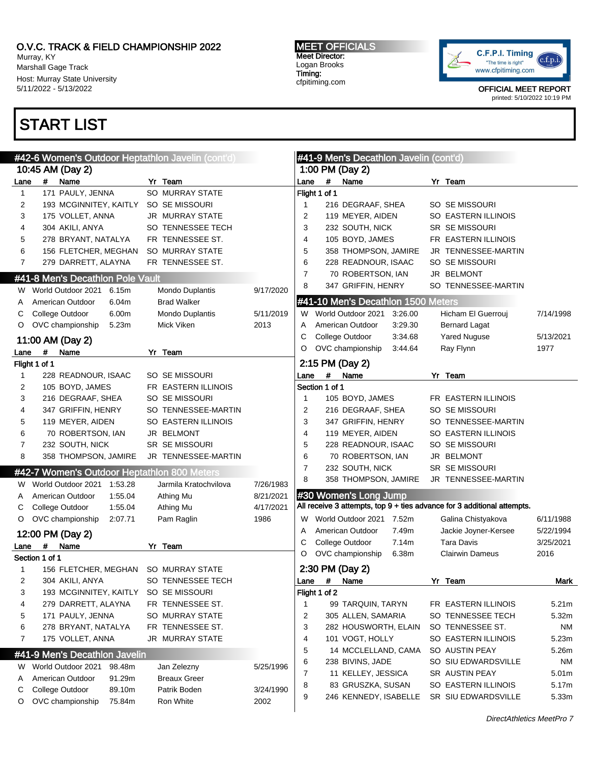# O.V.C. TRACK & FIELD CHAMPIONSHIP 2022

Murray, KY
Marshall Gage Track
Host: Murray State University
5/11/2022 - 5/13/2022

**MEET OFFICIALS**
**Meet Director:** Logan Brooks
**Timing:** cfpitiming.com

C.F.P.I. Timing "The time is right" www.cfpitiming.com

OFFICIAL MEET REPORT
printed: 5/10/2022 10:19 PM

## START LIST

### #42-6 Women's Outdoor Heptathlon Javelin (cont'd)

**10:45 AM (Day 2)**

| Lane | # | Name | Yr | Team |
|---|---|---|---|---|
| 1 | 171 | PAULY, JENNA | SO | MURRAY STATE |
| 2 | 193 | MCGINNITEY, KAITLY | SO | SE MISSOURI |
| 3 | 175 | VOLLET, ANNA | JR | MURRAY STATE |
| 4 | 304 | AKILI, ANYA | SO | TENNESSEE TECH |
| 5 | 278 | BRYANT, NATALYA | FR | TENNESSEE ST. |
| 6 | 156 | FLETCHER, MEGHAN | SO | MURRAY STATE |
| 7 | 279 | DARRETT, ALAYNA | FR | TENNESSEE ST. |

### #41-8 Men's Decathlon Pole Vault

| | | Mark | Name | Date |
|---|---|---|---|---|
| W | World Outdoor 2021 | 6.15m | Mondo Duplantis | 9/17/2020 |
| A | American Outdoor | 6.04m | Brad Walker | |
| C | College Outdoor | 6.00m | Mondo Duplantis | 5/11/2019 |
| O | OVC championship | 5.23m | Mick Viken | 2013 |

**11:00 AM (Day 2)**

Flight 1 of 1

| Lane | # | Name | Yr | Team |
|---|---|---|---|---|
| 1 | 228 | READNOUR, ISAAC | SO | SE MISSOURI |
| 2 | 105 | BOYD, JAMES | FR | EASTERN ILLINOIS |
| 3 | 216 | DEGRAAF, SHEA | SO | SE MISSOURI |
| 4 | 347 | GRIFFIN, HENRY | SO | TENNESSEE-MARTIN |
| 5 | 119 | MEYER, AIDEN | SO | EASTERN ILLINOIS |
| 6 | 70 | ROBERTSON, IAN | JR | BELMONT |
| 7 | 232 | SOUTH, NICK | SR | SE MISSOURI |
| 8 | 358 | THOMPSON, JAMIRE | JR | TENNESSEE-MARTIN |

### #42-7 Women's Outdoor Heptathlon 800 Meters

| | | Mark | Name | Date |
|---|---|---|---|---|
| W | World Outdoor 2021 | 1:53.28 | Jarmila Kratochvilova | 7/26/1983 |
| A | American Outdoor | 1:55.04 | Athing Mu | 8/21/2021 |
| C | College Outdoor | 1:55.04 | Athing Mu | 4/17/2021 |
| O | OVC championship | 2:07.71 | Pam Raglin | 1986 |

**12:00 PM (Day 2)**

Section 1 of 1

| Lane | # | Name | Yr | Team |
|---|---|---|---|---|
| 1 | 156 | FLETCHER, MEGHAN | SO | MURRAY STATE |
| 2 | 304 | AKILI, ANYA | SO | TENNESSEE TECH |
| 3 | 193 | MCGINNITEY, KAITLY | SO | SE MISSOURI |
| 4 | 279 | DARRETT, ALAYNA | FR | TENNESSEE ST. |
| 5 | 171 | PAULY, JENNA | SO | MURRAY STATE |
| 6 | 278 | BRYANT, NATALYA | FR | TENNESSEE ST. |
| 7 | 175 | VOLLET, ANNA | JR | MURRAY STATE |

### #41-9 Men's Decathlon Javelin

| | | Mark | Name | Date |
|---|---|---|---|---|
| W | World Outdoor 2021 | 98.48m | Jan Zelezny | 5/25/1996 |
| A | American Outdoor | 91.29m | Breaux Greer | |
| C | College Outdoor | 89.10m | Patrik Boden | 3/24/1990 |
| O | OVC championship | 75.84m | Ron White | 2002 |

### #41-9 Men's Decathlon Javelin (cont'd)

**1:00 PM (Day 2)**

Flight 1 of 1

| Lane | # | Name | Yr | Team |
|---|---|---|---|---|
| 1 | 216 | DEGRAAF, SHEA | SO | SE MISSOURI |
| 2 | 119 | MEYER, AIDEN | SO | EASTERN ILLINOIS |
| 3 | 232 | SOUTH, NICK | SR | SE MISSOURI |
| 4 | 105 | BOYD, JAMES | FR | EASTERN ILLINOIS |
| 5 | 358 | THOMPSON, JAMIRE | JR | TENNESSEE-MARTIN |
| 6 | 228 | READNOUR, ISAAC | SO | SE MISSOURI |
| 7 | 70 | ROBERTSON, IAN | JR | BELMONT |
| 8 | 347 | GRIFFIN, HENRY | SO | TENNESSEE-MARTIN |

### #41-10 Men's Decathlon 1500 Meters

| | | Mark | Name | Date |
|---|---|---|---|---|
| W | World Outdoor 2021 | 3:26.00 | Hicham El Guerrouj | 7/14/1998 |
| A | American Outdoor | 3:29.30 | Bernard Lagat | |
| C | College Outdoor | 3:34.68 | Yared Nuguse | 5/13/2021 |
| O | OVC championship | 3:44.64 | Ray Flynn | 1977 |

**2:15 PM (Day 2)**

Section 1 of 1

| Lane | # | Name | Yr | Team |
|---|---|---|---|---|
| 1 | 105 | BOYD, JAMES | FR | EASTERN ILLINOIS |
| 2 | 216 | DEGRAAF, SHEA | SO | SE MISSOURI |
| 3 | 347 | GRIFFIN, HENRY | SO | TENNESSEE-MARTIN |
| 4 | 119 | MEYER, AIDEN | SO | EASTERN ILLINOIS |
| 5 | 228 | READNOUR, ISAAC | SO | SE MISSOURI |
| 6 | 70 | ROBERTSON, IAN | JR | BELMONT |
| 7 | 232 | SOUTH, NICK | SR | SE MISSOURI |
| 8 | 358 | THOMPSON, JAMIRE | JR | TENNESSEE-MARTIN |

### #30 Women's Long Jump

All receive 3 attempts, top 9 + ties advance for 3 additional attempts.

| | | Mark | Name | Date |
|---|---|---|---|---|
| W | World Outdoor 2021 | 7.52m | Galina Chistyakova | 6/11/1988 |
| A | American Outdoor | 7.49m | Jackie Joyner-Kersee | 5/22/1994 |
| C | College Outdoor | 7.14m | Tara Davis | 3/25/2021 |
| O | OVC championship | 6.38m | Clairwin Dameus | 2016 |

**2:30 PM (Day 2)**

Flight 1 of 2

| Lane | # | Name | Yr | Team | Mark |
|---|---|---|---|---|---|
| 1 | 99 | TARQUIN, TARYN | FR | EASTERN ILLINOIS | 5.21m |
| 2 | 305 | ALLEN, SAMARIA | SO | TENNESSEE TECH | 5.32m |
| 3 | 282 | HOUSWORTH, ELAIN | SO | TENNESSEE ST. | NM |
| 4 | 101 | VOGT, HOLLY | SO | EASTERN ILLINOIS | 5.23m |
| 5 | 14 | MCCLELLAND, CAMA | SO | AUSTIN PEAY | 5.26m |
| 6 | 238 | BIVINS, JADE | SO | SIU EDWARDSVILLE | NM |
| 7 | 11 | KELLEY, JESSICA | SR | AUSTIN PEAY | 5.01m |
| 8 | 83 | GRUSZKA, SUSAN | SO | EASTERN ILLINOIS | 5.17m |
| 9 | 246 | KENNEDY, ISABELLE | SR | SIU EDWARDSVILLE | 5.33m |

*DirectAthletics MeetPro 7*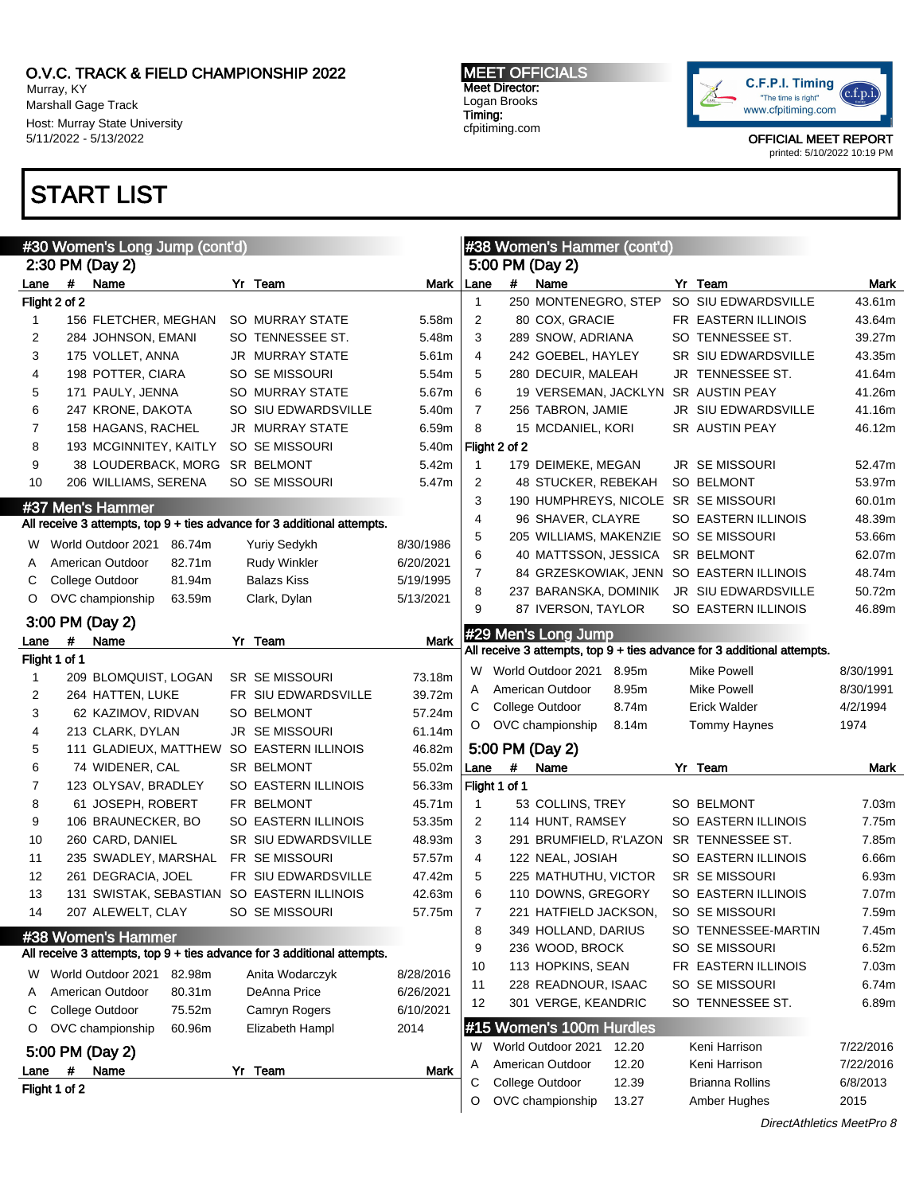O.V.C. TRACK & FIELD CHAMPIONSHIP 2022
Murray, KY
Marshall Gage Track
Host: Murray State University
5/11/2022 - 5/13/2022

MEET OFFICIALS
Meet Director:
Logan Brooks
Timing:
cfpitiming.com

C.F.P.I. Timing "The time is right" www.cfpitiming.com

OFFICIAL MEET REPORT
printed: 5/10/2022 10:19 PM

# START LIST

## #30 Women's Long Jump (cont'd)

### 2:30 PM (Day 2)

| Lane | # | Name | Yr | Team | Mark |
|---|---|---|---|---|---|
| Flight 2 of 2 | | | | | |
| 1 | 156 | FLETCHER, MEGHAN | SO | MURRAY STATE | 5.58m |
| 2 | 284 | JOHNSON, EMANI | SO | TENNESSEE ST. | 5.48m |
| 3 | 175 | VOLLET, ANNA | JR | MURRAY STATE | 5.61m |
| 4 | 198 | POTTER, CIARA | SO | SE MISSOURI | 5.54m |
| 5 | 171 | PAULY, JENNA | SO | MURRAY STATE | 5.67m |
| 6 | 247 | KRONE, DAKOTA | SO | SIU EDWARDSVILLE | 5.40m |
| 7 | 158 | HAGANS, RACHEL | JR | MURRAY STATE | 6.59m |
| 8 | 193 | MCGINNITEY, KAITLY | SO | SE MISSOURI | 5.40m |
| 9 | 38 | LOUDERBACK, MORG | SR | BELMONT | 5.42m |
| 10 | 206 | WILLIAMS, SERENA | SO | SE MISSOURI | 5.47m |

## #37 Men's Hammer

All receive 3 attempts, top 9 + ties advance for 3 additional attempts.

| | Record | Mark | Holder | Date |
|---|---|---|---|---|
| W | World Outdoor 2021 | 86.74m | Yuriy Sedykh | 8/30/1986 |
| A | American Outdoor | 82.71m | Rudy Winkler | 6/20/2021 |
| C | College Outdoor | 81.94m | Balazs Kiss | 5/19/1995 |
| O | OVC championship | 63.59m | Clark, Dylan | 5/13/2021 |

### 3:00 PM (Day 2)

| Lane | # | Name | Yr | Team | Mark |
|---|---|---|---|---|---|
| Flight 1 of 1 | | | | | |
| 1 | 209 | BLOMQUIST, LOGAN | SR | SE MISSOURI | 73.18m |
| 2 | 264 | HATTEN, LUKE | FR | SIU EDWARDSVILLE | 39.72m |
| 3 | 62 | KAZIMOV, RIDVAN | SO | BELMONT | 57.24m |
| 4 | 213 | CLARK, DYLAN | JR | SE MISSOURI | 61.14m |
| 5 | 111 | GLADIEUX, MATTHEW | SO | EASTERN ILLINOIS | 46.82m |
| 6 | 74 | WIDENER, CAL | SR | BELMONT | 55.02m |
| 7 | 123 | OLYSAV, BRADLEY | SO | EASTERN ILLINOIS | 56.33m |
| 8 | 61 | JOSEPH, ROBERT | FR | BELMONT | 45.71m |
| 9 | 106 | BRAUNECKER, BO | SO | EASTERN ILLINOIS | 53.35m |
| 10 | 260 | CARD, DANIEL | SR | SIU EDWARDSVILLE | 48.93m |
| 11 | 235 | SWADLEY, MARSHAL | FR | SE MISSOURI | 57.57m |
| 12 | 261 | DEGRACIA, JOEL | FR | SIU EDWARDSVILLE | 47.42m |
| 13 | 131 | SWISTAK, SEBASTIAN | SO | EASTERN ILLINOIS | 42.63m |
| 14 | 207 | ALEWELT, CLAY | SO | SE MISSOURI | 57.75m |

## #38 Women's Hammer

All receive 3 attempts, top 9 + ties advance for 3 additional attempts.

| | Record | Mark | Holder | Date |
|---|---|---|---|---|
| W | World Outdoor 2021 | 82.98m | Anita Wodarczyk | 8/28/2016 |
| A | American Outdoor | 80.31m | DeAnna Price | 6/26/2021 |
| C | College Outdoor | 75.52m | Camryn Rogers | 6/10/2021 |
| O | OVC championship | 60.96m | Elizabeth Hampl | 2014 |

### 5:00 PM (Day 2)

| Lane | # | Name | Yr | Team | Mark |
|---|---|---|---|---|---|
| Flight 1 of 2 | | | | | |
| 1 | 250 | MONTENEGRO, STEP | SO | SIU EDWARDSVILLE | 43.61m |
| 2 | 80 | COX, GRACIE | FR | EASTERN ILLINOIS | 43.64m |
| 3 | 289 | SNOW, ADRIANA | SO | TENNESSEE ST. | 39.27m |
| 4 | 242 | GOEBEL, HAYLEY | SR | SIU EDWARDSVILLE | 43.35m |
| 5 | 280 | DECUIR, MALEAH | JR | TENNESSEE ST. | 41.64m |
| 6 | 19 | VERSEMAN, JACKLYN | SR | AUSTIN PEAY | 41.26m |
| 7 | 256 | TABRON, JAMIE | JR | SIU EDWARDSVILLE | 41.16m |
| 8 | 15 | MCDANIEL, KORI | SR | AUSTIN PEAY | 46.12m |
| Flight 2 of 2 | | | | | |
| 1 | 179 | DEIMEKE, MEGAN | JR | SE MISSOURI | 52.47m |
| 2 | 48 | STUCKER, REBEKAH | SO | BELMONT | 53.97m |
| 3 | 190 | HUMPHREYS, NICOLE | SR | SE MISSOURI | 60.01m |
| 4 | 96 | SHAVER, CLAYRE | SO | EASTERN ILLINOIS | 48.39m |
| 5 | 205 | WILLIAMS, MAKENZIE | SO | SE MISSOURI | 53.66m |
| 6 | 40 | MATTSSON, JESSICA | SR | BELMONT | 62.07m |
| 7 | 84 | GRZESKOWIAK, JENN | SO | EASTERN ILLINOIS | 48.74m |
| 8 | 237 | BARANSKA, DOMINIK | JR | SIU EDWARDSVILLE | 50.72m |
| 9 | 87 | IVERSON, TAYLOR | SO | EASTERN ILLINOIS | 46.89m |

## #29 Men's Long Jump

All receive 3 attempts, top 9 + ties advance for 3 additional attempts.

| | Record | Mark | Holder | Date |
|---|---|---|---|---|
| W | World Outdoor 2021 | 8.95m | Mike Powell | 8/30/1991 |
| A | American Outdoor | 8.95m | Mike Powell | 8/30/1991 |
| C | College Outdoor | 8.74m | Erick Walder | 4/2/1994 |
| O | OVC championship | 8.14m | Tommy Haynes | 1974 |

### 5:00 PM (Day 2)

| Lane | # | Name | Yr | Team | Mark |
|---|---|---|---|---|---|
| Flight 1 of 1 | | | | | |
| 1 | 53 | COLLINS, TREY | SO | BELMONT | 7.03m |
| 2 | 114 | HUNT, RAMSEY | SO | EASTERN ILLINOIS | 7.75m |
| 3 | 291 | BRUMFIELD, R'LAZON | SR | TENNESSEE ST. | 7.85m |
| 4 | 122 | NEAL, JOSIAH | SO | EASTERN ILLINOIS | 6.66m |
| 5 | 225 | MATHUTHU, VICTOR | SR | SE MISSOURI | 6.93m |
| 6 | 110 | DOWNS, GREGORY | SO | EASTERN ILLINOIS | 7.07m |
| 7 | 221 | HATFIELD JACKSON, | SO | SE MISSOURI | 7.59m |
| 8 | 349 | HOLLAND, DARIUS | SO | TENNESSEE-MARTIN | 7.45m |
| 9 | 236 | WOOD, BROCK | SO | SE MISSOURI | 6.52m |
| 10 | 113 | HOPKINS, SEAN | FR | EASTERN ILLINOIS | 7.03m |
| 11 | 228 | READNOUR, ISAAC | SO | SE MISSOURI | 6.74m |
| 12 | 301 | VERGE, KEANDRIC | SO | TENNESSEE ST. | 6.89m |

## #15 Women's 100m Hurdles

| | Record | Mark | Holder | Date |
|---|---|---|---|---|
| W | World Outdoor 2021 | 12.20 | Keni Harrison | 7/22/2016 |
| A | American Outdoor | 12.20 | Keni Harrison | 7/22/2016 |
| C | College Outdoor | 12.39 | Brianna Rollins | 6/8/2013 |
| O | OVC championship | 13.27 | Amber Hughes | 2015 |

*DirectAthletics MeetPro 8*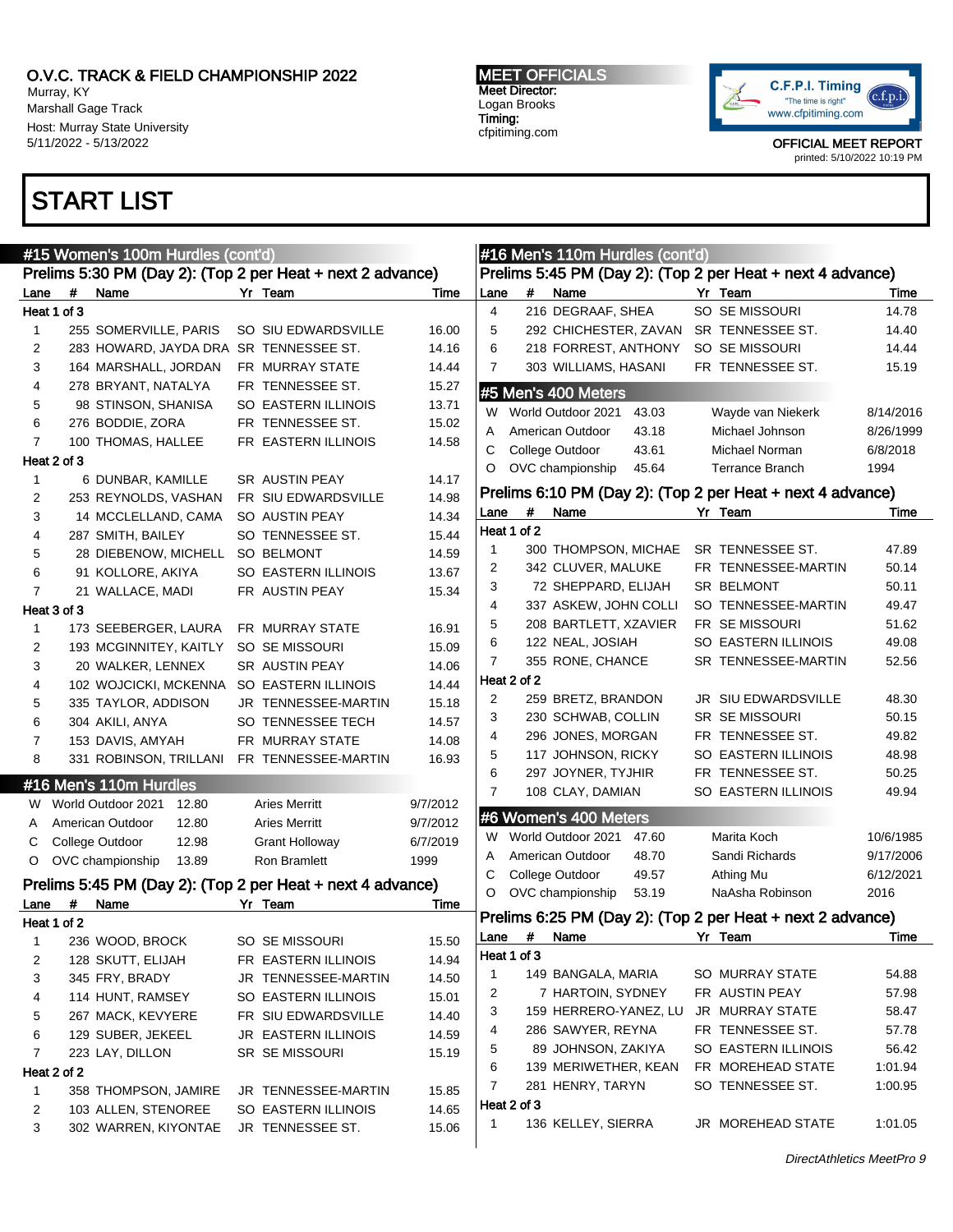# O.V.C. TRACK & FIELD CHAMPIONSHIP 2022

Murray, KY
Marshall Gage Track
Host: Murray State University
5/11/2022 - 5/13/2022

**MEET OFFICIALS**
Meet Director:
Logan Brooks
Timing:
cfpitiming.com

OFFICIAL MEET REPORT
printed: 5/10/2022 10:19 PM

# START LIST

## #15 Women's 100m Hurdles (cont'd)

### Prelims 5:30 PM (Day 2): (Top 2 per Heat + next 2 advance)

| Lane | # | Name | Yr | Team | Time |
|---|---|---|---|---|---|
| **Heat 1 of 3** | | | | | |
| 1 | 255 | SOMERVILLE, PARIS | SO | SIU EDWARDSVILLE | 16.00 |
| 2 | 283 | HOWARD, JAYDA DRA | SR | TENNESSEE ST. | 14.16 |
| 3 | 164 | MARSHALL, JORDAN | FR | MURRAY STATE | 14.44 |
| 4 | 278 | BRYANT, NATALYA | FR | TENNESSEE ST. | 15.27 |
| 5 | 98 | STINSON, SHANISA | SO | EASTERN ILLINOIS | 13.71 |
| 6 | 276 | BODDIE, ZORA | FR | TENNESSEE ST. | 15.02 |
| 7 | 100 | THOMAS, HALLEE | FR | EASTERN ILLINOIS | 14.58 |
| **Heat 2 of 3** | | | | | |
| 1 | 6 | DUNBAR, KAMILLE | SR | AUSTIN PEAY | 14.17 |
| 2 | 253 | REYNOLDS, VASHAN | FR | SIU EDWARDSVILLE | 14.98 |
| 3 | 14 | MCCLELLAND, CAMA | SO | AUSTIN PEAY | 14.34 |
| 4 | 287 | SMITH, BAILEY | SO | TENNESSEE ST. | 15.44 |
| 5 | 28 | DIEBENOW, MICHELL | SO | BELMONT | 14.59 |
| 6 | 91 | KOLLORE, AKIYA | SO | EASTERN ILLINOIS | 13.67 |
| 7 | 21 | WALLACE, MADI | FR | AUSTIN PEAY | 15.34 |
| **Heat 3 of 3** | | | | | |
| 1 | 173 | SEEBERGER, LAURA | FR | MURRAY STATE | 16.91 |
| 2 | 193 | MCGINNITEY, KAITLY | SO | SE MISSOURI | 15.09 |
| 3 | 20 | WALKER, LENNEX | SR | AUSTIN PEAY | 14.06 |
| 4 | 102 | WOJCICKI, MCKENNA | SO | EASTERN ILLINOIS | 14.44 |
| 5 | 335 | TAYLOR, ADDISON | JR | TENNESSEE-MARTIN | 15.18 |
| 6 | 304 | AKILI, ANYA | SO | TENNESSEE TECH | 14.57 |
| 7 | 153 | DAVIS, AMYAH | FR | MURRAY STATE | 14.08 |
| 8 | 331 | ROBINSON, TRILLANI | FR | TENNESSEE-MARTIN | 16.93 |

## #16 Men's 110m Hurdles

| | Record | Mark | Holder | Date |
|---|---|---|---|---|
| W | World Outdoor 2021 | 12.80 | Aries Merritt | 9/7/2012 |
| A | American Outdoor | 12.80 | Aries Merritt | 9/7/2012 |
| C | College Outdoor | 12.98 | Grant Holloway | 6/7/2019 |
| O | OVC championship | 13.89 | Ron Bramlett | 1999 |

### Prelims 5:45 PM (Day 2): (Top 2 per Heat + next 4 advance)

| Lane | # | Name | Yr | Team | Time |
|---|---|---|---|---|---|
| **Heat 1 of 2** | | | | | |
| 1 | 236 | WOOD, BROCK | SO | SE MISSOURI | 15.50 |
| 2 | 128 | SKUTT, ELIJAH | FR | EASTERN ILLINOIS | 14.94 |
| 3 | 345 | FRY, BRADY | JR | TENNESSEE-MARTIN | 14.50 |
| 4 | 114 | HUNT, RAMSEY | SO | EASTERN ILLINOIS | 15.01 |
| 5 | 267 | MACK, KEVYERE | FR | SIU EDWARDSVILLE | 14.40 |
| 6 | 129 | SUBER, JEKEEL | JR | EASTERN ILLINOIS | 14.59 |
| 7 | 223 | LAY, DILLON | SR | SE MISSOURI | 15.19 |
| **Heat 2 of 2** | | | | | |
| 1 | 358 | THOMPSON, JAMIRE | JR | TENNESSEE-MARTIN | 15.85 |
| 2 | 103 | ALLEN, STENOREE | SO | EASTERN ILLINOIS | 14.65 |
| 3 | 302 | WARREN, KIYONTAE | JR | TENNESSEE ST. | 15.06 |

## #16 Men's 110m Hurdles (cont'd)

### Prelims 5:45 PM (Day 2): (Top 2 per Heat + next 4 advance)

| Lane | # | Name | Yr | Team | Time |
|---|---|---|---|---|---|
| 4 | 216 | DEGRAAF, SHEA | SO | SE MISSOURI | 14.78 |
| 5 | 292 | CHICHESTER, ZAVAN | SR | TENNESSEE ST. | 14.40 |
| 6 | 218 | FORREST, ANTHONY | SO | SE MISSOURI | 14.44 |
| 7 | 303 | WILLIAMS, HASANI | FR | TENNESSEE ST. | 15.19 |

## #5 Men's 400 Meters

| | Record | Mark | Holder | Date |
|---|---|---|---|---|
| W | World Outdoor 2021 | 43.03 | Wayde van Niekerk | 8/14/2016 |
| A | American Outdoor | 43.18 | Michael Johnson | 8/26/1999 |
| C | College Outdoor | 43.61 | Michael Norman | 6/8/2018 |
| O | OVC championship | 45.64 | Terrance Branch | 1994 |

### Prelims 6:10 PM (Day 2): (Top 2 per Heat + next 4 advance)

| Lane | # | Name | Yr | Team | Time |
|---|---|---|---|---|---|
| **Heat 1 of 2** | | | | | |
| 1 | 300 | THOMPSON, MICHAE | SR | TENNESSEE ST. | 47.89 |
| 2 | 342 | CLUVER, MALUKE | FR | TENNESSEE-MARTIN | 50.14 |
| 3 | 72 | SHEPPARD, ELIJAH | SR | BELMONT | 50.11 |
| 4 | 337 | ASKEW, JOHN COLLI | SO | TENNESSEE-MARTIN | 49.47 |
| 5 | 208 | BARTLETT, XZAVIER | FR | SE MISSOURI | 51.62 |
| 6 | 122 | NEAL, JOSIAH | SO | EASTERN ILLINOIS | 49.08 |
| 7 | 355 | RONE, CHANCE | SR | TENNESSEE-MARTIN | 52.56 |
| **Heat 2 of 2** | | | | | |
| 2 | 259 | BRETZ, BRANDON | JR | SIU EDWARDSVILLE | 48.30 |
| 3 | 230 | SCHWAB, COLLIN | SR | SE MISSOURI | 50.15 |
| 4 | 296 | JONES, MORGAN | FR | TENNESSEE ST. | 49.82 |
| 5 | 117 | JOHNSON, RICKY | SO | EASTERN ILLINOIS | 48.98 |
| 6 | 297 | JOYNER, TYJHIR | FR | TENNESSEE ST. | 50.25 |
| 7 | 108 | CLAY, DAMIAN | SO | EASTERN ILLINOIS | 49.94 |

## #6 Women's 400 Meters

| | Record | Mark | Holder | Date |
|---|---|---|---|---|
| W | World Outdoor 2021 | 47.60 | Marita Koch | 10/6/1985 |
| A | American Outdoor | 48.70 | Sandi Richards | 9/17/2006 |
| C | College Outdoor | 49.57 | Athing Mu | 6/12/2021 |
| O | OVC championship | 53.19 | NaAsha Robinson | 2016 |

### Prelims 6:25 PM (Day 2): (Top 2 per Heat + next 2 advance)

| Lane | # | Name | Yr | Team | Time |
|---|---|---|---|---|---|
| **Heat 1 of 3** | | | | | |
| 1 | 149 | BANGALA, MARIA | SO | MURRAY STATE | 54.88 |
| 2 | 7 | HARTOIN, SYDNEY | FR | AUSTIN PEAY | 57.98 |
| 3 | 159 | HERRERO-YANEZ, LU | JR | MURRAY STATE | 58.47 |
| 4 | 286 | SAWYER, REYNA | FR | TENNESSEE ST. | 57.78 |
| 5 | 89 | JOHNSON, ZAKIYA | SO | EASTERN ILLINOIS | 56.42 |
| 6 | 139 | MERIWETHER, KEAN | FR | MOREHEAD STATE | 1:01.94 |
| 7 | 281 | HENRY, TARYN | SO | TENNESSEE ST. | 1:00.95 |
| **Heat 2 of 3** | | | | | |
| 1 | 136 | KELLEY, SIERRA | JR | MOREHEAD STATE | 1:01.05 |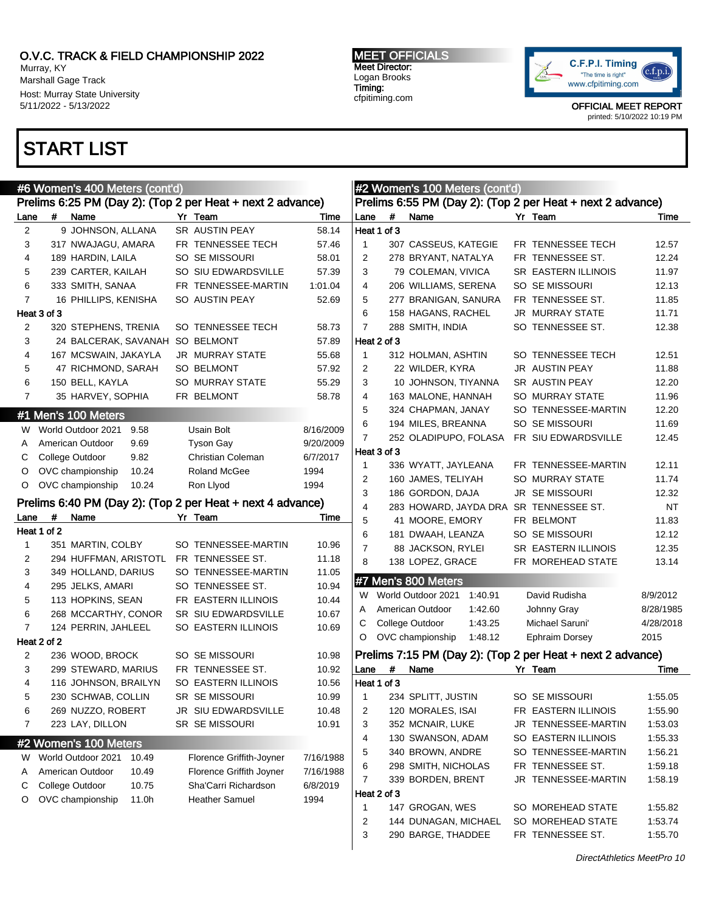O.V.C. TRACK & FIELD CHAMPIONSHIP 2022
Murray, KY
Marshall Gage Track
Host: Murray State University
5/11/2022 - 5/13/2022

MEET OFFICIALS
Meet Director:
Logan Brooks
Timing:
cfpitiming.com

C.F.P.I. Timing "The time is right" www.cfpitiming.com

OFFICIAL MEET REPORT
printed: 5/10/2022 10:19 PM

# START LIST

## #6 Women's 400 Meters (cont'd)

### Prelims 6:25 PM (Day 2): (Top 2 per Heat + next 2 advance)

| Lane | # | Name | Yr | Team | Time |
|---|---|---|---|---|---|
| 2 | 9 | JOHNSON, ALLANA | SR | AUSTIN PEAY | 58.14 |
| 3 | 317 | NWAJAGU, AMARA | FR | TENNESSEE TECH | 57.46 |
| 4 | 189 | HARDIN, LAILA | SO | SE MISSOURI | 58.01 |
| 5 | 239 | CARTER, KAILAH | SO | SIU EDWARDSVILLE | 57.39 |
| 6 | 333 | SMITH, SANAA | FR | TENNESSEE-MARTIN | 1:01.04 |
| 7 | 16 | PHILLIPS, KENISHA | SO | AUSTIN PEAY | 52.69 |
| **Heat 3 of 3** | | | | | |
| 2 | 320 | STEPHENS, TRENIA | SO | TENNESSEE TECH | 58.73 |
| 3 | 24 | BALCERAK, SAVANAH | SO | BELMONT | 57.89 |
| 4 | 167 | MCSWAIN, JAKAYLA | JR | MURRAY STATE | 55.68 |
| 5 | 47 | RICHMOND, SARAH | SO | BELMONT | 57.92 |
| 6 | 150 | BELL, KAYLA | SO | MURRAY STATE | 55.29 |
| 7 | 35 | HARVEY, SOPHIA | FR | BELMONT | 58.78 |

## #1 Men's 100 Meters

| | Record | Mark | Holder | Date |
|---|---|---|---|---|
| W | World Outdoor 2021 | 9.58 | Usain Bolt | 8/16/2009 |
| A | American Outdoor | 9.69 | Tyson Gay | 9/20/2009 |
| C | College Outdoor | 9.82 | Christian Coleman | 6/7/2017 |
| O | OVC championship | 10.24 | Roland McGee | 1994 |
| O | OVC championship | 10.24 | Ron Llyod | 1994 |

### Prelims 6:40 PM (Day 2): (Top 2 per Heat + next 4 advance)

| Lane | # | Name | Yr | Team | Time |
|---|---|---|---|---|---|
| **Heat 1 of 2** | | | | | |
| 1 | 351 | MARTIN, COLBY | SO | TENNESSEE-MARTIN | 10.96 |
| 2 | 294 | HUFFMAN, ARISTOTL | FR | TENNESSEE ST. | 11.18 |
| 3 | 349 | HOLLAND, DARIUS | SO | TENNESSEE-MARTIN | 11.05 |
| 4 | 295 | JELKS, AMARI | SO | TENNESSEE ST. | 10.94 |
| 5 | 113 | HOPKINS, SEAN | FR | EASTERN ILLINOIS | 10.44 |
| 6 | 268 | MCCARTHY, CONOR | SR | SIU EDWARDSVILLE | 10.67 |
| 7 | 124 | PERRIN, JAHLEEL | SO | EASTERN ILLINOIS | 10.69 |
| **Heat 2 of 2** | | | | | |
| 2 | 236 | WOOD, BROCK | SO | SE MISSOURI | 10.98 |
| 3 | 299 | STEWARD, MARIUS | FR | TENNESSEE ST. | 10.92 |
| 4 | 116 | JOHNSON, BRAILYN | SO | EASTERN ILLINOIS | 10.56 |
| 5 | 230 | SCHWAB, COLLIN | SR | SE MISSOURI | 10.99 |
| 6 | 269 | NUZZO, ROBERT | JR | SIU EDWARDSVILLE | 10.48 |
| 7 | 223 | LAY, DILLON | SR | SE MISSOURI | 10.91 |

## #2 Women's 100 Meters

| | Record | Mark | Holder | Date |
|---|---|---|---|---|
| W | World Outdoor 2021 | 10.49 | Florence Griffith-Joyner | 7/16/1988 |
| A | American Outdoor | 10.49 | Florence Griffith Joyner | 7/16/1988 |
| C | College Outdoor | 10.75 | Sha'Carri Richardson | 6/8/2019 |
| O | OVC championship | 11.0h | Heather Samuel | 1994 |

## #2 Women's 100 Meters (cont'd)

### Prelims 6:55 PM (Day 2): (Top 2 per Heat + next 2 advance)

| Lane | # | Name | Yr | Team | Time |
|---|---|---|---|---|---|
| **Heat 1 of 3** | | | | | |
| 1 | 307 | CASSEUS, KATEGIE | FR | TENNESSEE TECH | 12.57 |
| 2 | 278 | BRYANT, NATALYA | FR | TENNESSEE ST. | 12.24 |
| 3 | 79 | COLEMAN, VIVICA | SR | EASTERN ILLINOIS | 11.97 |
| 4 | 206 | WILLIAMS, SERENA | SO | SE MISSOURI | 12.13 |
| 5 | 277 | BRANIGAN, SANURA | FR | TENNESSEE ST. | 11.85 |
| 6 | 158 | HAGANS, RACHEL | JR | MURRAY STATE | 11.71 |
| 7 | 288 | SMITH, INDIA | SO | TENNESSEE ST. | 12.38 |
| **Heat 2 of 3** | | | | | |
| 1 | 312 | HOLMAN, ASHTIN | SO | TENNESSEE TECH | 12.51 |
| 2 | 22 | WILDER, KYRA | JR | AUSTIN PEAY | 11.88 |
| 3 | 10 | JOHNSON, TIYANNA | SR | AUSTIN PEAY | 12.20 |
| 4 | 163 | MALONE, HANNAH | SO | MURRAY STATE | 11.96 |
| 5 | 324 | CHAPMAN, JANAY | SO | TENNESSEE-MARTIN | 12.20 |
| 6 | 194 | MILES, BREANNA | SO | SE MISSOURI | 11.69 |
| 7 | 252 | OLADIPUPO, FOLASA | FR | SIU EDWARDSVILLE | 12.45 |
| **Heat 3 of 3** | | | | | |
| 1 | 336 | WYATT, JAYLEANA | FR | TENNESSEE-MARTIN | 12.11 |
| 2 | 160 | JAMES, TELIYAH | SO | MURRAY STATE | 11.74 |
| 3 | 186 | GORDON, DAJA | JR | SE MISSOURI | 12.32 |
| 4 | 283 | HOWARD, JAYDA DRA | SR | TENNESSEE ST. | NT |
| 5 | 41 | MOORE, EMORY | FR | BELMONT | 11.83 |
| 6 | 181 | DWAAH, LEANZA | SO | SE MISSOURI | 12.12 |
| 7 | 88 | JACKSON, RYLEI | SR | EASTERN ILLINOIS | 12.35 |
| 8 | 138 | LOPEZ, GRACE | FR | MOREHEAD STATE | 13.14 |

## #7 Men's 800 Meters

| | Record | Mark | Holder | Date |
|---|---|---|---|---|
| W | World Outdoor 2021 | 1:40.91 | David Rudisha | 8/9/2012 |
| A | American Outdoor | 1:42.60 | Johnny Gray | 8/28/1985 |
| C | College Outdoor | 1:43.25 | Michael Saruni' | 4/28/2018 |
| O | OVC championship | 1:48.12 | Ephraim Dorsey | 2015 |

### Prelims 7:15 PM (Day 2): (Top 2 per Heat + next 2 advance)

| Lane | # | Name | Yr | Team | Time |
|---|---|---|---|---|---|
| **Heat 1 of 3** | | | | | |
| 1 | 234 | SPLITT, JUSTIN | SO | SE MISSOURI | 1:55.05 |
| 2 | 120 | MORALES, ISAI | FR | EASTERN ILLINOIS | 1:55.90 |
| 3 | 352 | MCNAIR, LUKE | JR | TENNESSEE-MARTIN | 1:53.03 |
| 4 | 130 | SWANSON, ADAM | SO | EASTERN ILLINOIS | 1:55.33 |
| 5 | 340 | BROWN, ANDRE | SO | TENNESSEE-MARTIN | 1:56.21 |
| 6 | 298 | SMITH, NICHOLAS | FR | TENNESSEE ST. | 1:59.18 |
| 7 | 339 | BORDEN, BRENT | JR | TENNESSEE-MARTIN | 1:58.19 |
| **Heat 2 of 3** | | | | | |
| 1 | 147 | GROGAN, WES | SO | MOREHEAD STATE | 1:55.82 |
| 2 | 144 | DUNAGAN, MICHAEL | SO | MOREHEAD STATE | 1:53.74 |
| 3 | 290 | BARGE, THADDEE | FR | TENNESSEE ST. | 1:55.70 |

*DirectAthletics MeetPro 10*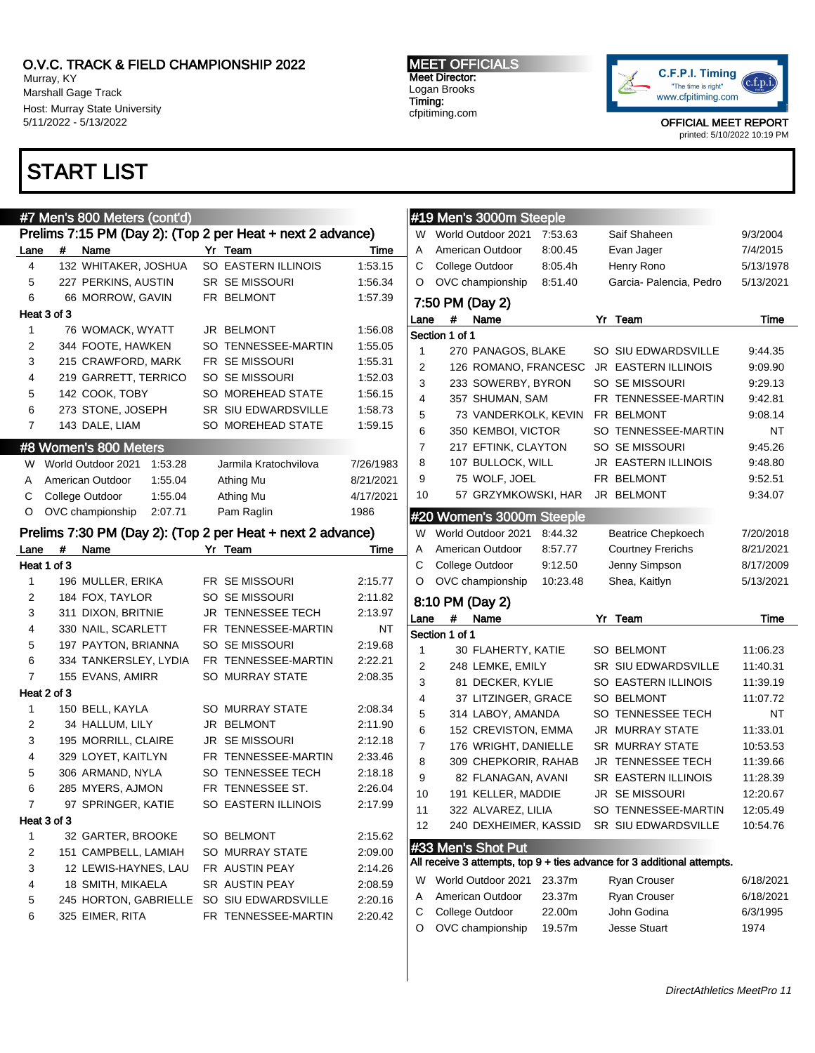# O.V.C. TRACK & FIELD CHAMPIONSHIP 2022

Murray, KY
Marshall Gage Track
Host: Murray State University
5/11/2022 - 5/13/2022

**MEET OFFICIALS**
Meet Director:
Logan Brooks
Timing:
cfpitiming.com

OFFICIAL MEET REPORT
printed: 5/10/2022 10:19 PM

## START LIST

### #7 Men's 800 Meters (cont'd)

**Prelims 7:15 PM (Day 2): (Top 2 per Heat + next 2 advance)**

| Lane | # | Name | Yr | Team | Time |
|---|---|---|---|---|---|
| 4 | 132 | WHITAKER, JOSHUA | SO | EASTERN ILLINOIS | 1:53.15 |
| 5 | 227 | PERKINS, AUSTIN | SR | SE MISSOURI | 1:56.34 |
| 6 | 66 | MORROW, GAVIN | FR | BELMONT | 1:57.39 |
| **Heat 3 of 3** | | | | | |
| 1 | 76 | WOMACK, WYATT | JR | BELMONT | 1:56.08 |
| 2 | 344 | FOOTE, HAWKEN | SO | TENNESSEE-MARTIN | 1:55.05 |
| 3 | 215 | CRAWFORD, MARK | FR | SE MISSOURI | 1:55.31 |
| 4 | 219 | GARRETT, TERRICO | SO | SE MISSOURI | 1:52.03 |
| 5 | 142 | COOK, TOBY | SO | MOREHEAD STATE | 1:56.15 |
| 6 | 273 | STONE, JOSEPH | SR | SIU EDWARDSVILLE | 1:58.73 |
| 7 | 143 | DALE, LIAM | SO | MOREHEAD STATE | 1:59.15 |

### #8 Women's 800 Meters

| | Record | Mark | Holder | Date |
|---|---|---|---|---|
| W | World Outdoor 2021 | 1:53.28 | Jarmila Kratochvilova | 7/26/1983 |
| A | American Outdoor | 1:55.04 | Athing Mu | 8/21/2021 |
| C | College Outdoor | 1:55.04 | Athing Mu | 4/17/2021 |
| O | OVC championship | 2:07.71 | Pam Raglin | 1986 |

**Prelims 7:30 PM (Day 2): (Top 2 per Heat + next 2 advance)**

| Lane | # | Name | Yr | Team | Time |
|---|---|---|---|---|---|
| **Heat 1 of 3** | | | | | |
| 1 | 196 | MULLER, ERIKA | FR | SE MISSOURI | 2:15.77 |
| 2 | 184 | FOX, TAYLOR | SO | SE MISSOURI | 2:11.82 |
| 3 | 311 | DIXON, BRITNIE | JR | TENNESSEE TECH | 2:13.97 |
| 4 | 330 | NAIL, SCARLETT | FR | TENNESSEE-MARTIN | NT |
| 5 | 197 | PAYTON, BRIANNA | SO | SE MISSOURI | 2:19.68 |
| 6 | 334 | TANKERSLEY, LYDIA | FR | TENNESSEE-MARTIN | 2:22.21 |
| 7 | 155 | EVANS, AMIRR | SO | MURRAY STATE | 2:08.35 |
| **Heat 2 of 3** | | | | | |
| 1 | 150 | BELL, KAYLA | SO | MURRAY STATE | 2:08.34 |
| 2 | 34 | HALLUM, LILY | JR | BELMONT | 2:11.90 |
| 3 | 195 | MORRILL, CLAIRE | JR | SE MISSOURI | 2:12.18 |
| 4 | 329 | LOYET, KAITLYN | FR | TENNESSEE-MARTIN | 2:33.46 |
| 5 | 306 | ARMAND, NYLA | SO | TENNESSEE TECH | 2:18.18 |
| 6 | 285 | MYERS, AJMON | FR | TENNESSEE ST. | 2:26.04 |
| 7 | 97 | SPRINGER, KATIE | SO | EASTERN ILLINOIS | 2:17.99 |
| **Heat 3 of 3** | | | | | |
| 1 | 32 | GARTER, BROOKE | SO | BELMONT | 2:15.62 |
| 2 | 151 | CAMPBELL, LAMIAH | SO | MURRAY STATE | 2:09.00 |
| 3 | 12 | LEWIS-HAYNES, LAU | FR | AUSTIN PEAY | 2:14.26 |
| 4 | 18 | SMITH, MIKAELA | SR | AUSTIN PEAY | 2:08.59 |
| 5 | 245 | HORTON, GABRIELLE | SO | SIU EDWARDSVILLE | 2:20.16 |
| 6 | 325 | EIMER, RITA | FR | TENNESSEE-MARTIN | 2:20.42 |

### #19 Men's 3000m Steeple

| | Record | Mark | Holder | Date |
|---|---|---|---|---|
| W | World Outdoor 2021 | 7:53.63 | Saif Shaheen | 9/3/2004 |
| A | American Outdoor | 8:00.45 | Evan Jager | 7/4/2015 |
| C | College Outdoor | 8:05.4h | Henry Rono | 5/13/1978 |
| O | OVC championship | 8:51.40 | Garcia- Palencia, Pedro | 5/13/2021 |

**7:50 PM (Day 2)**

| Lane | # | Name | Yr | Team | Time |
|---|---|---|---|---|---|
| **Section 1 of 1** | | | | | |
| 1 | 270 | PANAGOS, BLAKE | SO | SIU EDWARDSVILLE | 9:44.35 |
| 2 | 126 | ROMANO, FRANCESC | JR | EASTERN ILLINOIS | 9:09.90 |
| 3 | 233 | SOWERBY, BYRON | SO | SE MISSOURI | 9:29.13 |
| 4 | 357 | SHUMAN, SAM | FR | TENNESSEE-MARTIN | 9:42.81 |
| 5 | 73 | VANDERKOLK, KEVIN | FR | BELMONT | 9:08.14 |
| 6 | 350 | KEMBOI, VICTOR | SO | TENNESSEE-MARTIN | NT |
| 7 | 217 | EFTINK, CLAYTON | SO | SE MISSOURI | 9:45.26 |
| 8 | 107 | BULLOCK, WILL | JR | EASTERN ILLINOIS | 9:48.80 |
| 9 | 75 | WOLF, JOEL | FR | BELMONT | 9:52.51 |
| 10 | 57 | GRZYMKOWSKI, HAR | JR | BELMONT | 9:34.07 |

### #20 Women's 3000m Steeple

| | Record | Mark | Holder | Date |
|---|---|---|---|---|
| W | World Outdoor 2021 | 8:44.32 | Beatrice Chepkoech | 7/20/2018 |
| A | American Outdoor | 8:57.77 | Courtney Frerichs | 8/21/2021 |
| C | College Outdoor | 9:12.50 | Jenny Simpson | 8/17/2009 |
| O | OVC championship | 10:23.48 | Shea, Kaitlyn | 5/13/2021 |

**8:10 PM (Day 2)**

| Lane | # | Name | Yr | Team | Time |
|---|---|---|---|---|---|
| **Section 1 of 1** | | | | | |
| 1 | 30 | FLAHERTY, KATIE | SO | BELMONT | 11:06.23 |
| 2 | 248 | LEMKE, EMILY | SR | SIU EDWARDSVILLE | 11:40.31 |
| 3 | 81 | DECKER, KYLIE | SO | EASTERN ILLINOIS | 11:39.19 |
| 4 | 37 | LITZINGER, GRACE | SO | BELMONT | 11:07.72 |
| 5 | 314 | LABOY, AMANDA | SO | TENNESSEE TECH | NT |
| 6 | 152 | CREVISTON, EMMA | JR | MURRAY STATE | 11:33.01 |
| 7 | 176 | WRIGHT, DANIELLE | SR | MURRAY STATE | 10:53.53 |
| 8 | 309 | CHEPKORIR, RAHAB | JR | TENNESSEE TECH | 11:39.66 |
| 9 | 82 | FLANAGAN, AVANI | SR | EASTERN ILLINOIS | 11:28.39 |
| 10 | 191 | KELLER, MADDIE | JR | SE MISSOURI | 12:20.67 |
| 11 | 322 | ALVAREZ, LILIA | SO | TENNESSEE-MARTIN | 12:05.49 |
| 12 | 240 | DEXHEIMER, KASSID | SR | SIU EDWARDSVILLE | 10:54.76 |

### #33 Men's Shot Put

All receive 3 attempts, top 9 + ties advance for 3 additional attempts.

| | Record | Mark | Holder | Date |
|---|---|---|---|---|
| W | World Outdoor 2021 | 23.37m | Ryan Crouser | 6/18/2021 |
| A | American Outdoor | 23.37m | Ryan Crouser | 6/18/2021 |
| C | College Outdoor | 22.00m | John Godina | 6/3/1995 |
| O | OVC championship | 19.57m | Jesse Stuart | 1974 |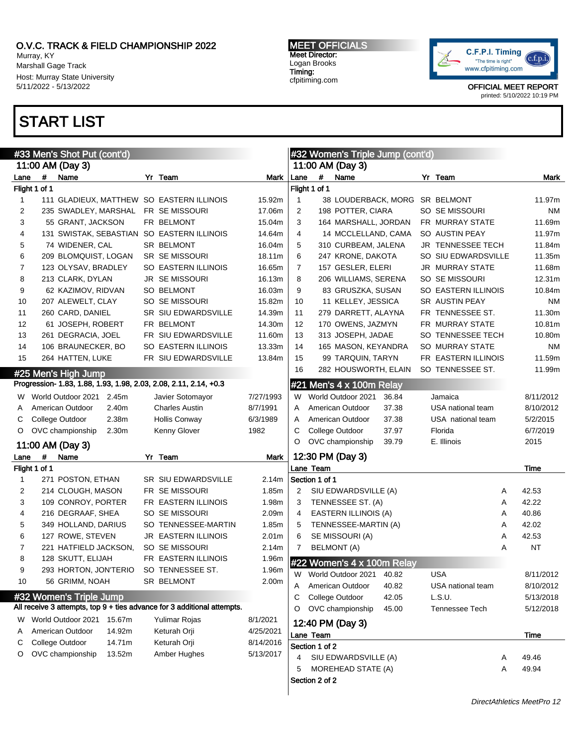O.V.C. TRACK & FIELD CHAMPIONSHIP 2022
Murray, KY
Marshall Gage Track
Host: Murray State University
5/11/2022 - 5/13/2022

**MEET OFFICIALS**
Meet Director:
Logan Brooks
Timing:
cfpitiming.com

C.F.P.I. Timing "The time is right" www.cfpitiming.com

OFFICIAL MEET REPORT
printed: 5/10/2022 10:19 PM

# START LIST

## #33 Men's Shot Put (cont'd)

### 11:00 AM (Day 3)

Flight 1 of 1

| Lane | # | Name | Yr | Team | Mark |
|---|---|---|---|---|---|
| 1 | 111 | GLADIEUX, MATTHEW | SO | EASTERN ILLINOIS | 15.92m |
| 2 | 235 | SWADLEY, MARSHAL | FR | SE MISSOURI | 17.06m |
| 3 | 55 | GRANT, JACKSON | FR | BELMONT | 15.04m |
| 4 | 131 | SWISTAK, SEBASTIAN | SO | EASTERN ILLINOIS | 14.64m |
| 5 | 74 | WIDENER, CAL | SR | BELMONT | 16.04m |
| 6 | 209 | BLOMQUIST, LOGAN | SR | SE MISSOURI | 18.11m |
| 7 | 123 | OLYSAV, BRADLEY | SO | EASTERN ILLINOIS | 16.65m |
| 8 | 213 | CLARK, DYLAN | JR | SE MISSOURI | 16.13m |
| 9 | 62 | KAZIMOV, RIDVAN | SO | BELMONT | 16.03m |
| 10 | 207 | ALEWELT, CLAY | SO | SE MISSOURI | 15.82m |
| 11 | 260 | CARD, DANIEL | SR | SIU EDWARDSVILLE | 14.39m |
| 12 | 61 | JOSEPH, ROBERT | FR | BELMONT | 14.30m |
| 13 | 261 | DEGRACIA, JOEL | FR | SIU EDWARDSVILLE | 11.60m |
| 14 | 106 | BRAUNECKER, BO | SO | EASTERN ILLINOIS | 13.33m |
| 15 | 264 | HATTEN, LUKE | FR | SIU EDWARDSVILLE | 13.84m |

## #25 Men's High Jump

Progression- 1.83, 1.88, 1.93, 1.98, 2.03, 2.08, 2.11, 2.14, +0.3

| | Record | Mark | Holder | Date |
|---|---|---|---|---|
| W | World Outdoor 2021 | 2.45m | Javier Sotomayor | 7/27/1993 |
| A | American Outdoor | 2.40m | Charles Austin | 8/7/1991 |
| C | College Outdoor | 2.38m | Hollis Conway | 6/3/1989 |
| O | OVC championship | 2.30m | Kenny Glover | 1982 |

### 11:00 AM (Day 3)

Flight 1 of 1

| Lane | # | Name | Yr | Team | Mark |
|---|---|---|---|---|---|
| 1 | 271 | POSTON, ETHAN | SR | SIU EDWARDSVILLE | 2.14m |
| 2 | 214 | CLOUGH, MASON | FR | SE MISSOURI | 1.85m |
| 3 | 109 | CONROY, PORTER | FR | EASTERN ILLINOIS | 1.98m |
| 4 | 216 | DEGRAAF, SHEA | SO | SE MISSOURI | 2.09m |
| 5 | 349 | HOLLAND, DARIUS | SO | TENNESSEE-MARTIN | 1.85m |
| 6 | 127 | ROWE, STEVEN | JR | EASTERN ILLINOIS | 2.01m |
| 7 | 221 | HATFIELD JACKSON, | SO | SE MISSOURI | 2.14m |
| 8 | 128 | SKUTT, ELIJAH | FR | EASTERN ILLINOIS | 1.96m |
| 9 | 293 | HORTON, JON'TERIO | SO | TENNESSEE ST. | 1.96m |
| 10 | 56 | GRIMM, NOAH | SR | BELMONT | 2.00m |

## #32 Women's Triple Jump

All receive 3 attempts, top 9 + ties advance for 3 additional attempts.

| | Record | Mark | Holder | Date |
|---|---|---|---|---|
| W | World Outdoor 2021 | 15.67m | Yulimar Rojas | 8/1/2021 |
| A | American Outdoor | 14.92m | Keturah Orji | 4/25/2021 |
| C | College Outdoor | 14.71m | Keturah Orji | 8/14/2016 |
| O | OVC championship | 13.52m | Amber Hughes | 5/13/2017 |

## #32 Women's Triple Jump (cont'd)

### 11:00 AM (Day 3)

Flight 1 of 1

| Lane | # | Name | Yr | Team | Mark |
|---|---|---|---|---|---|
| 1 | 38 | LOUDERBACK, MORG | SR | BELMONT | 11.97m |
| 2 | 198 | POTTER, CIARA | SO | SE MISSOURI | NM |
| 3 | 164 | MARSHALL, JORDAN | FR | MURRAY STATE | 11.69m |
| 4 | 14 | MCCLELLAND, CAMA | SO | AUSTIN PEAY | 11.97m |
| 5 | 310 | CURBEAM, JALENA | JR | TENNESSEE TECH | 11.84m |
| 6 | 247 | KRONE, DAKOTA | SO | SIU EDWARDSVILLE | 11.35m |
| 7 | 157 | GESLER, ELERI | JR | MURRAY STATE | 11.68m |
| 8 | 206 | WILLIAMS, SERENA | SO | SE MISSOURI | 12.31m |
| 9 | 83 | GRUSZKA, SUSAN | SO | EASTERN ILLINOIS | 10.84m |
| 10 | 11 | KELLEY, JESSICA | SR | AUSTIN PEAY | NM |
| 11 | 279 | DARRETT, ALAYNA | FR | TENNESSEE ST. | 11.30m |
| 12 | 170 | OWENS, JAZMYN | FR | MURRAY STATE | 10.81m |
| 13 | 313 | JOSEPH, JADAE | SO | TENNESSEE TECH | 10.80m |
| 14 | 165 | MASON, KEYANDRA | SO | MURRAY STATE | NM |
| 15 | 99 | TARQUIN, TARYN | FR | EASTERN ILLINOIS | 11.59m |
| 16 | 282 | HOUSWORTH, ELAIN | SO | TENNESSEE ST. | 11.99m |

## #21 Men's 4 x 100m Relay

| | Record | Mark | Holder | Date |
|---|---|---|---|---|
| W | World Outdoor 2021 | 36.84 | Jamaica | 8/11/2012 |
| A | American Outdoor | 37.38 | USA national team | 8/10/2012 |
| A | American Outdoor | 37.38 | USA national team | 5/2/2015 |
| C | College Outdoor | 37.97 | Florida | 6/7/2019 |
| O | OVC championship | 39.79 | E. Illinois | 2015 |

### 12:30 PM (Day 3)

Section 1 of 1

| Lane | Team | | Time |
|---|---|---|---|
| 2 | SIU EDWARDSVILLE (A) | A | 42.53 |
| 3 | TENNESSEE ST. (A) | A | 42.22 |
| 4 | EASTERN ILLINOIS (A) | A | 40.86 |
| 5 | TENNESSEE-MARTIN (A) | A | 42.02 |
| 6 | SE MISSOURI (A) | A | 42.53 |
| 7 | BELMONT (A) | A | NT |

## #22 Women's 4 x 100m Relay

| | Record | Mark | Holder | Date |
|---|---|---|---|---|
| W | World Outdoor 2021 | 40.82 | USA | 8/11/2012 |
| A | American Outdoor | 40.82 | USA national team | 8/10/2012 |
| C | College Outdoor | 42.05 | L.S.U. | 5/13/2018 |
| O | OVC championship | 45.00 | Tennessee Tech | 5/12/2018 |

### 12:40 PM (Day 3)

Section 1 of 2

| Lane | Team | | Time |
|---|---|---|---|
| 4 | SIU EDWARDSVILLE (A) | A | 49.46 |
| 5 | MOREHEAD STATE (A) | A | 49.94 |

Section 2 of 2

*DirectAthletics MeetPro 12*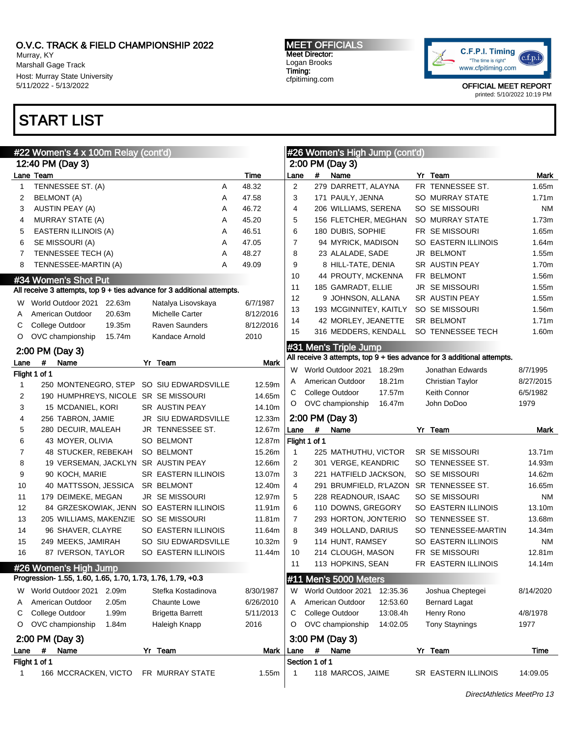# O.V.C. TRACK & FIELD CHAMPIONSHIP 2022

Murray, KY
Marshall Gage Track
Host: Murray State University
5/11/2022 - 5/13/2022

**MEET OFFICIALS**
Meet Director:
Logan Brooks
Timing:
cfpitiming.com

C.F.P.I. Timing "The time is right" www.cfpitiming.com

OFFICIAL MEET REPORT
printed: 5/10/2022 10:19 PM

# START LIST

## #22 Women's 4 x 100m Relay (cont'd)

### 12:40 PM (Day 3)

| Lane | Team | | Time |
|---|---|---|---|
| 1 | TENNESSEE ST. (A) | A | 48.32 |
| 2 | BELMONT (A) | A | 47.58 |
| 3 | AUSTIN PEAY (A) | A | 46.72 |
| 4 | MURRAY STATE (A) | A | 45.20 |
| 5 | EASTERN ILLINOIS (A) | A | 46.51 |
| 6 | SE MISSOURI (A) | A | 47.05 |
| 7 | TENNESSEE TECH (A) | A | 48.27 |
| 8 | TENNESSEE-MARTIN (A) | A | 49.09 |

## #34 Women's Shot Put

All receive 3 attempts, top 9 + ties advance for 3 additional attempts.

| | | | | |
|---|---|---|---|---|
| W | World Outdoor 2021 | 22.63m | Natalya Lisovskaya | 6/7/1987 |
| A | American Outdoor | 20.63m | Michelle Carter | 8/12/2016 |
| C | College Outdoor | 19.35m | Raven Saunders | 8/12/2016 |
| O | OVC championship | 15.74m | Kandace Arnold | 2010 |

### 2:00 PM (Day 3)

Flight 1 of 1

| Lane | # | Name | Yr | Team | Mark |
|---|---|---|---|---|---|
| 1 | 250 | MONTENEGRO, STEP | SO | SIU EDWARDSVILLE | 12.59m |
| 2 | 190 | HUMPHREYS, NICOLE | SR | SE MISSOURI | 14.65m |
| 3 | 15 | MCDANIEL, KORI | SR | AUSTIN PEAY | 14.10m |
| 4 | 256 | TABRON, JAMIE | JR | SIU EDWARDSVILLE | 12.33m |
| 5 | 280 | DECUIR, MALEAH | JR | TENNESSEE ST. | 12.67m |
| 6 | 43 | MOYER, OLIVIA | SO | BELMONT | 12.87m |
| 7 | 48 | STUCKER, REBEKAH | SO | BELMONT | 15.26m |
| 8 | 19 | VERSEMAN, JACKLYN | SR | AUSTIN PEAY | 12.66m |
| 9 | 90 | KOCH, MARIE | SR | EASTERN ILLINOIS | 13.07m |
| 10 | 40 | MATTSSON, JESSICA | SR | BELMONT | 12.40m |
| 11 | 179 | DEIMEKE, MEGAN | JR | SE MISSOURI | 12.97m |
| 12 | 84 | GRZESKOWIAK, JENN | SO | EASTERN ILLINOIS | 11.91m |
| 13 | 205 | WILLIAMS, MAKENZIE | SO | SE MISSOURI | 11.81m |
| 14 | 96 | SHAVER, CLAYRE | SO | EASTERN ILLINOIS | 11.64m |
| 15 | 249 | MEEKS, JAMIRAH | SO | SIU EDWARDSVILLE | 10.32m |
| 16 | 87 | IVERSON, TAYLOR | SO | EASTERN ILLINOIS | 11.44m |

## #26 Women's High Jump

Progression- 1.55, 1.60, 1.65, 1.70, 1.73, 1.76, 1.79, +0.3

| | | | | |
|---|---|---|---|---|
| W | World Outdoor 2021 | 2.09m | Stefka Kostadinova | 8/30/1987 |
| A | American Outdoor | 2.05m | Chaunte Lowe | 6/26/2010 |
| C | College Outdoor | 1.99m | Brigetta Barrett | 5/11/2013 |
| O | OVC championship | 1.84m | Haleigh Knapp | 2016 |

### 2:00 PM (Day 3)

Flight 1 of 1

| Lane | # | Name | Yr | Team | Mark |
|---|---|---|---|---|---|
| 1 | 166 | MCCRACKEN, VICTO | FR | MURRAY STATE | 1.55m |
| 2 | 279 | DARRETT, ALAYNA | FR | TENNESSEE ST. | 1.65m |
| 3 | 171 | PAULY, JENNA | SO | MURRAY STATE | 1.71m |
| 4 | 206 | WILLIAMS, SERENA | SO | SE MISSOURI | NM |
| 5 | 156 | FLETCHER, MEGHAN | SO | MURRAY STATE | 1.73m |
| 6 | 180 | DUBIS, SOPHIE | FR | SE MISSOURI | 1.65m |
| 7 | 94 | MYRICK, MADISON | SO | EASTERN ILLINOIS | 1.64m |
| 8 | 23 | ALALADE, SADE | JR | BELMONT | 1.55m |
| 9 | 8 | HILL-TATE, DENIA | SR | AUSTIN PEAY | 1.70m |
| 10 | 44 | PROUTY, MCKENNA | FR | BELMONT | 1.56m |
| 11 | 185 | GAMRADT, ELLIE | JR | SE MISSOURI | 1.55m |
| 12 | 9 | JOHNSON, ALLANA | SR | AUSTIN PEAY | 1.55m |
| 13 | 193 | MCGINNITEY, KAITLY | SO | SE MISSOURI | 1.56m |
| 14 | 42 | MORLEY, JEANETTE | SR | BELMONT | 1.71m |
| 15 | 316 | MEDDERS, KENDALL | SO | TENNESSEE TECH | 1.60m |

## #31 Men's Triple Jump

All receive 3 attempts, top 9 + ties advance for 3 additional attempts.

| | | | | |
|---|---|---|---|---|
| W | World Outdoor 2021 | 18.29m | Jonathan Edwards | 8/7/1995 |
| A | American Outdoor | 18.21m | Christian Taylor | 8/27/2015 |
| C | College Outdoor | 17.57m | Keith Connor | 6/5/1982 |
| O | OVC championship | 16.47m | John DoDoo | 1979 |

### 2:00 PM (Day 3)

Flight 1 of 1

| Lane | # | Name | Yr | Team | Mark |
|---|---|---|---|---|---|
| 1 | 225 | MATHUTHU, VICTOR | SR | SE MISSOURI | 13.71m |
| 2 | 301 | VERGE, KEANDRIC | SO | TENNESSEE ST. | 14.93m |
| 3 | 221 | HATFIELD JACKSON, | SO | SE MISSOURI | 14.62m |
| 4 | 291 | BRUMFIELD, R'LAZON | SR | TENNESSEE ST. | 16.65m |
| 5 | 228 | READNOUR, ISAAC | SO | SE MISSOURI | NM |
| 6 | 110 | DOWNS, GREGORY | SO | EASTERN ILLINOIS | 13.10m |
| 7 | 293 | HORTON, JON'TERIO | SO | TENNESSEE ST. | 13.68m |
| 8 | 349 | HOLLAND, DARIUS | SO | TENNESSEE-MARTIN | 14.34m |
| 9 | 114 | HUNT, RAMSEY | SO | EASTERN ILLINOIS | NM |
| 10 | 214 | CLOUGH, MASON | FR | SE MISSOURI | 12.81m |
| 11 | 113 | HOPKINS, SEAN | FR | EASTERN ILLINOIS | 14.14m |

## #11 Men's 5000 Meters

| | | | | |
|---|---|---|---|---|
| W | World Outdoor 2021 | 12:35.36 | Joshua Cheptegei | 8/14/2020 |
| A | American Outdoor | 12:53.60 | Bernard Lagat | |
| C | College Outdoor | 13:08.4h | Henry Rono | 4/8/1978 |
| O | OVC championship | 14:02.05 | Tony Staynings | 1977 |

### 3:00 PM (Day 3)

Section 1 of 1

| Lane | # | Name | Yr | Team | Time |
|---|---|---|---|---|---|
| 1 | 118 | MARCOS, JAIME | SR | EASTERN ILLINOIS | 14:09.05 |

DirectAthletics MeetPro 13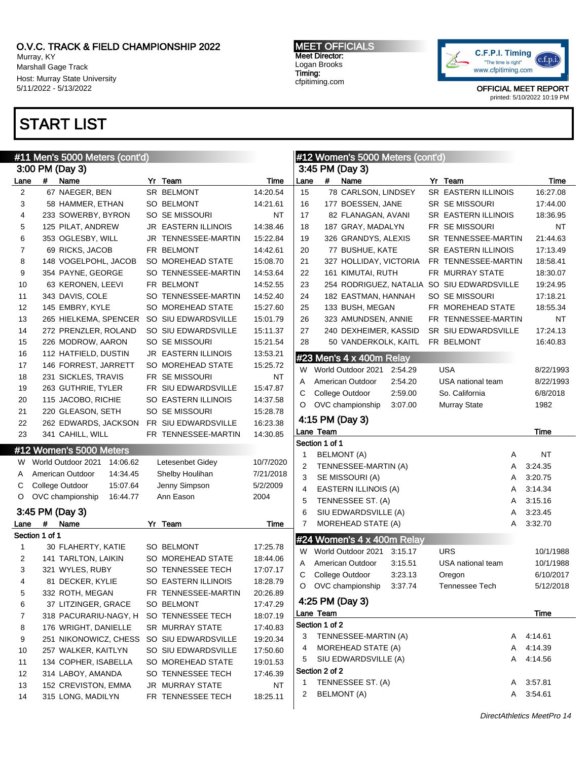O.V.C. TRACK & FIELD CHAMPIONSHIP 2022
Murray, KY
Marshall Gage Track
Host: Murray State University
5/11/2022 - 5/13/2022

MEET OFFICIALS
Meet Director:
Logan Brooks
Timing:
cfpitiming.com

OFFICIAL MEET REPORT
printed: 5/10/2022 10:19 PM

# START LIST

## #11 Men's 5000 Meters (cont'd)

### 3:00 PM (Day 3)

| Lane | # | Name | Yr | Team | Time |
|---|---|---|---|---|---|
| 2 | 67 | NAEGER, BEN | SR | BELMONT | 14:20.54 |
| 3 | 58 | HAMMER, ETHAN | SO | BELMONT | 14:21.61 |
| 4 | 233 | SOWERBY, BYRON | SO | SE MISSOURI | NT |
| 5 | 125 | PILAT, ANDREW | JR | EASTERN ILLINOIS | 14:38.46 |
| 6 | 353 | OGLESBY, WILL | JR | TENNESSEE-MARTIN | 15:22.84 |
| 7 | 69 | RICKS, JACOB | FR | BELMONT | 14:42.61 |
| 8 | 148 | VOGELPOHL, JACOB | SO | MOREHEAD STATE | 15:08.70 |
| 9 | 354 | PAYNE, GEORGE | SO | TENNESSEE-MARTIN | 14:53.64 |
| 10 | 63 | KERONEN, LEEVI | FR | BELMONT | 14:52.55 |
| 11 | 343 | DAVIS, COLE | SO | TENNESSEE-MARTIN | 14:52.40 |
| 12 | 145 | EMBRY, KYLE | SO | MOREHEAD STATE | 15:27.60 |
| 13 | 265 | HIELKEMA, SPENCER | SO | SIU EDWARDSVILLE | 15:01.79 |
| 14 | 272 | PRENZLER, ROLAND | SO | SIU EDWARDSVILLE | 15:11.37 |
| 15 | 226 | MODROW, AARON | SO | SE MISSOURI | 15:21.54 |
| 16 | 112 | HATFIELD, DUSTIN | JR | EASTERN ILLINOIS | 13:53.21 |
| 17 | 146 | FORREST, JARRETT | SO | MOREHEAD STATE | 15:25.72 |
| 18 | 231 | SICKLES, TRAVIS | FR | SE MISSOURI | NT |
| 19 | 263 | GUTHRIE, TYLER | FR | SIU EDWARDSVILLE | 15:47.87 |
| 20 | 115 | JACOBO, RICHIE | SO | EASTERN ILLINOIS | 14:37.58 |
| 21 | 220 | GLEASON, SETH | SO | SE MISSOURI | 15:28.78 |
| 22 | 262 | EDWARDS, JACKSON | FR | SIU EDWARDSVILLE | 16:23.38 |
| 23 | 341 | CAHILL, WILL | FR | TENNESSEE-MARTIN | 14:30.85 |

## #12 Women's 5000 Meters

| | Record | Time | Holder | Date |
|---|---|---|---|---|
| W | World Outdoor 2021 | 14:06.62 | Letesenbet Gidey | 10/7/2020 |
| A | American Outdoor | 14:34.45 | Shelby Houlihan | 7/21/2018 |
| C | College Outdoor | 15:07.64 | Jenny Simpson | 5/2/2009 |
| O | OVC championship | 16:44.77 | Ann Eason | 2004 |

### 3:45 PM (Day 3)

Section 1 of 1

| Lane | # | Name | Yr | Team | Time |
|---|---|---|---|---|---|
| 1 | 30 | FLAHERTY, KATIE | SO | BELMONT | 17:25.78 |
| 2 | 141 | TARLTON, LAIKIN | SO | MOREHEAD STATE | 18:44.06 |
| 3 | 321 | WYLES, RUBY | SO | TENNESSEE TECH | 17:07.17 |
| 4 | 81 | DECKER, KYLIE | SO | EASTERN ILLINOIS | 18:28.79 |
| 5 | 332 | ROTH, MEGAN | FR | TENNESSEE-MARTIN | 20:26.89 |
| 6 | 37 | LITZINGER, GRACE | SO | BELMONT | 17:47.29 |
| 7 | 318 | PACURARIU-NAGY, H | SO | TENNESSEE TECH | 18:07.19 |
| 8 | 176 | WRIGHT, DANIELLE | SR | MURRAY STATE | 17:40.83 |
| 9 | 251 | NIKONOWICZ, CHESS | SO | SIU EDWARDSVILLE | 19:20.34 |
| 10 | 257 | WALKER, KAITLYN | SO | SIU EDWARDSVILLE | 17:50.60 |
| 11 | 134 | COPHER, ISABELLA | SO | MOREHEAD STATE | 19:01.53 |
| 12 | 314 | LABOY, AMANDA | SO | TENNESSEE TECH | 17:46.39 |
| 13 | 152 | CREVISTON, EMMA | JR | MURRAY STATE | NT |
| 14 | 315 | LONG, MADILYN | FR | TENNESSEE TECH | 18:25.11 |

## #12 Women's 5000 Meters (cont'd)

### 3:45 PM (Day 3)

| Lane | # | Name | Yr | Team | Time |
|---|---|---|---|---|---|
| 15 | 78 | CARLSON, LINDSEY | SR | EASTERN ILLINOIS | 16:27.08 |
| 16 | 177 | BOESSEN, JANE | SR | SE MISSOURI | 17:44.00 |
| 17 | 82 | FLANAGAN, AVANI | SR | EASTERN ILLINOIS | 18:36.95 |
| 18 | 187 | GRAY, MADALYN | FR | SE MISSOURI | NT |
| 19 | 326 | GRANDYS, ALEXIS | SR | TENNESSEE-MARTIN | 21:44.63 |
| 20 | 77 | BUSHUE, KATE | SR | EASTERN ILLINOIS | 17:13.49 |
| 21 | 327 | HOLLIDAY, VICTORIA | FR | TENNESSEE-MARTIN | 18:58.41 |
| 22 | 161 | KIMUTAI, RUTH | FR | MURRAY STATE | 18:30.07 |
| 23 | 254 | RODRIGUEZ, NATALIA | SO | SIU EDWARDSVILLE | 19:24.95 |
| 24 | 182 | EASTMAN, HANNAH | SO | SE MISSOURI | 17:18.21 |
| 25 | 133 | BUSH, MEGAN | FR | MOREHEAD STATE | 18:55.34 |
| 26 | 323 | AMUNDSEN, ANNIE | FR | TENNESSEE-MARTIN | NT |
| 27 | 240 | DEXHEIMER, KASSID | SR | SIU EDWARDSVILLE | 17:24.13 |
| 28 | 50 | VANDERKOLK, KAITL | FR | BELMONT | 16:40.83 |

## #23 Men's 4 x 400m Relay

| | Record | Time | Holder | Date |
|---|---|---|---|---|
| W | World Outdoor 2021 | 2:54.29 | USA | 8/22/1993 |
| A | American Outdoor | 2:54.20 | USA national team | 8/22/1993 |
| C | College Outdoor | 2:59.00 | So. California | 6/8/2018 |
| O | OVC championship | 3:07.00 | Murray State | 1982 |

### 4:15 PM (Day 3)

Section 1 of 1

| Lane | Team | | Time |
|---|---|---|---|
| 1 | BELMONT (A) | A | NT |
| 2 | TENNESSEE-MARTIN (A) | A | 3:24.35 |
| 3 | SE MISSOURI (A) | A | 3:20.75 |
| 4 | EASTERN ILLINOIS (A) | A | 3:14.34 |
| 5 | TENNESSEE ST. (A) | A | 3:15.16 |
| 6 | SIU EDWARDSVILLE (A) | A | 3:23.45 |
| 7 | MOREHEAD STATE (A) | A | 3:32.70 |

## #24 Women's 4 x 400m Relay

| | Record | Time | Holder | Date |
|---|---|---|---|---|
| W | World Outdoor 2021 | 3:15.17 | URS | 10/1/1988 |
| A | American Outdoor | 3:15.51 | USA national team | 10/1/1988 |
| C | College Outdoor | 3:23.13 | Oregon | 6/10/2017 |
| O | OVC championship | 3:37.74 | Tennessee Tech | 5/12/2018 |

### 4:25 PM (Day 3)

| Lane | Team | | Time |
|---|---|---|---|
| Section 1 of 2 | | | |
| 3 | TENNESSEE-MARTIN (A) | A | 4:14.61 |
| 4 | MOREHEAD STATE (A) | A | 4:14.39 |
| 5 | SIU EDWARDSVILLE (A) | A | 4:14.56 |
| Section 2 of 2 | | | |
| 1 | TENNESSEE ST. (A) | A | 3:57.81 |
| 2 | BELMONT (A) | A | 3:54.61 |

*DirectAthletics MeetPro 14*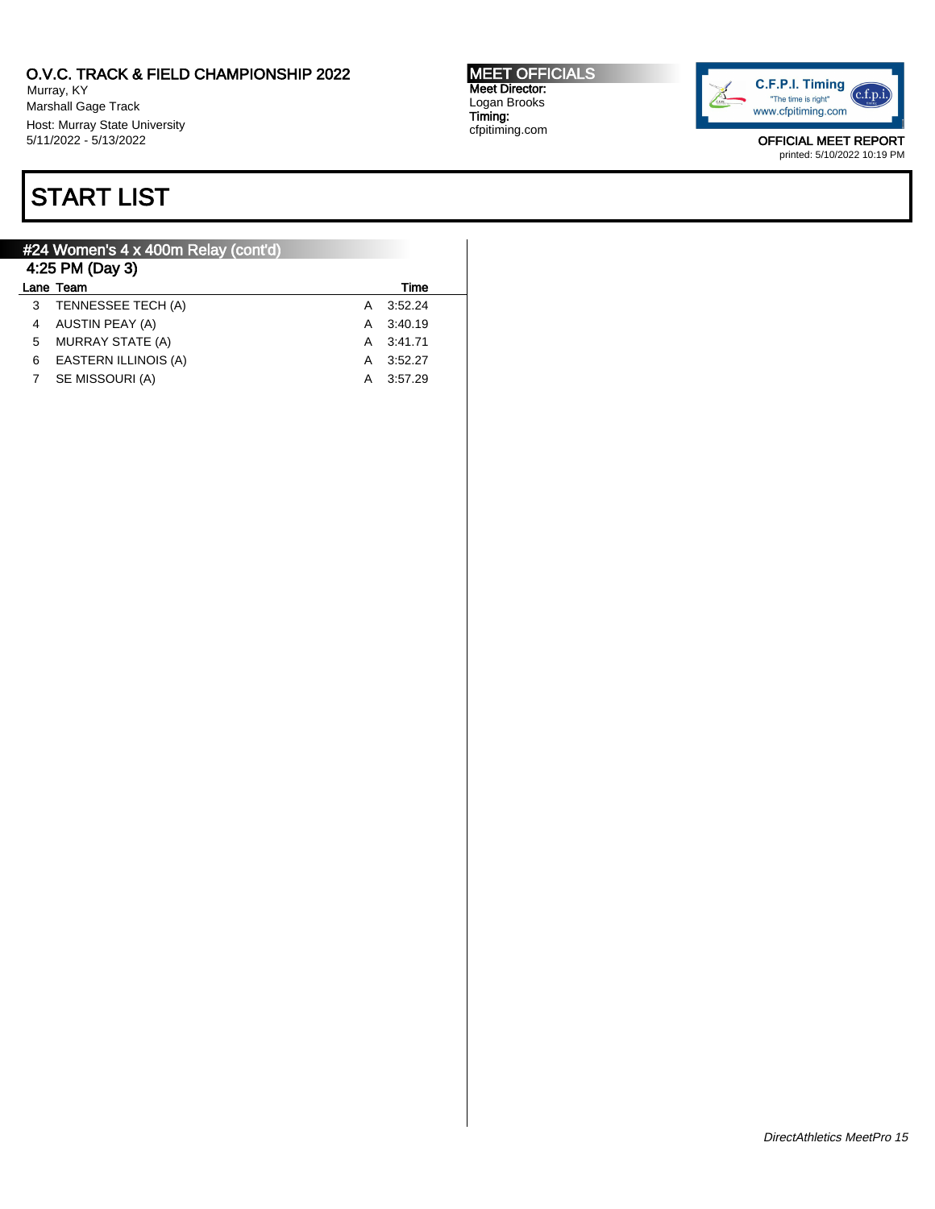O.V.C. TRACK & FIELD CHAMPIONSHIP 2022
Murray, KY
Marshall Gage Track
Host: Murray State University
5/11/2022 - 5/13/2022

MEET OFFICIALS
Meet Director:
Logan Brooks
Timing:
cfpitiming.com

OFFICIAL MEET REPORT
printed: 5/10/2022 10:19 PM

# START LIST

## #24 Women's 4 x 400m Relay (cont'd)

### 4:25 PM (Day 3)

| Lane | Team | | Time |
|---|---|---|---|
| 3 | TENNESSEE TECH (A) | A | 3:52.24 |
| 4 | AUSTIN PEAY (A) | A | 3:40.19 |
| 5 | MURRAY STATE (A) | A | 3:41.71 |
| 6 | EASTERN ILLINOIS (A) | A | 3:52.27 |
| 7 | SE MISSOURI (A) | A | 3:57.29 |